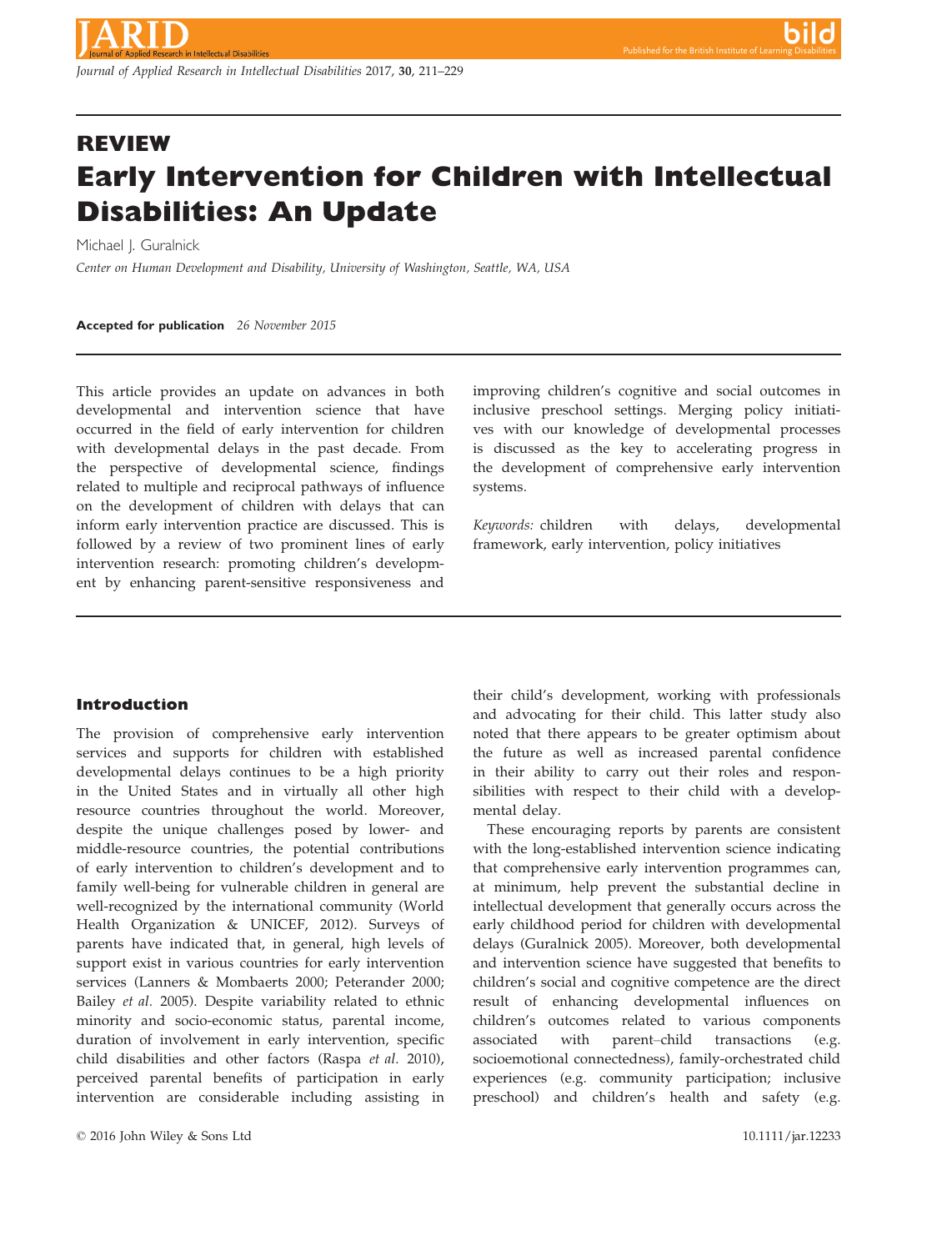REVIEW

# Early Intervention for Children with Intellectual Disabilities: An Update

Michael J. Guralnick

*Center on Human Development and Disability, University of Washington, Seattle, WA, USA*

**Accepted for publication** *26 November 2015*

This article provides an update on advances in both developmental and intervention science that have occurred in the field of early intervention for children with developmental delays in the past decade. From the perspective of developmental science, findings related to multiple and reciprocal pathways of influence on the development of children with delays that can inform early intervention practice are discussed. This is followed by a review of two prominent lines of early intervention research: promoting children's development by enhancing parent-sensitive responsiveness and improving children's cognitive and social outcomes in inclusive preschool settings. Merging policy initiatives with our knowledge of developmental processes is discussed as the key to accelerating progress in the development of comprehensive early intervention systems.

*Keywords:* children with delays, developmental framework, early intervention, policy initiatives

## Introduction

The provision of comprehensive early intervention services and supports for children with established developmental delays continues to be a high priority in the United States and in virtually all other high resource countries throughout the world. Moreover, despite the unique challenges posed by lower- and middle-resource countries, the potential contributions of early intervention to children's development and to family well-being for vulnerable children in general are well-recognized by the international community (World Health Organization & UNICEF, 2012). Surveys of parents have indicated that, in general, high levels of support exist in various countries for early intervention services (Lanners & Mombaerts 2000; Peterander 2000; Bailey *et al.* 2005). Despite variability related to ethnic minority and socio-economic status, parental income, duration of involvement in early intervention, specific child disabilities and other factors (Raspa *et al.* 2010), perceived parental benefits of participation in early intervention are considerable including assisting in their child's development, working with professionals and advocating for their child. This latter study also noted that there appears to be greater optimism about the future as well as increased parental confidence in their ability to carry out their roles and responsibilities with respect to their child with a developmental delay.

These encouraging reports by parents are consistent with the long-established intervention science indicating that comprehensive early intervention programmes can, at minimum, help prevent the substantial decline in intellectual development that generally occurs across the early childhood period for children with developmental delays (Guralnick 2005). Moreover, both developmental and intervention science have suggested that benefits to children's social and cognitive competence are the direct result of enhancing developmental influences on children's outcomes related to various components associated with parent–child transactions (e.g. socioemotional connectedness), family-orchestrated child experiences (e.g. community participation; inclusive preschool) and children's health and safety (e.g.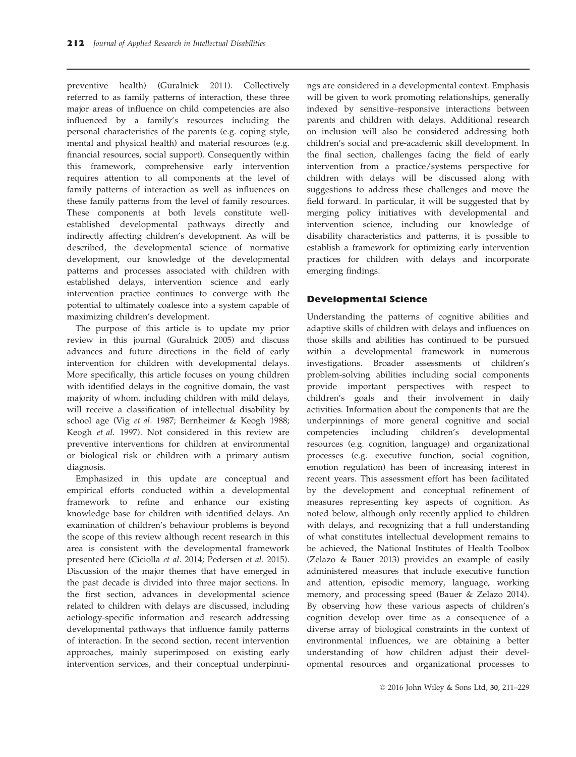preventive health) (Guralnick 2011). Collectively referred to as family patterns of interaction, these three major areas of influence on child competencies are also influenced by a family's resources including the personal characteristics of the parents (e.g. coping style, mental and physical health) and material resources (e.g. financial resources, social support). Consequently within this framework, comprehensive early intervention requires attention to all components at the level of family patterns of interaction as well as influences on these family patterns from the level of family resources. These components at both levels constitute well-established developmental pathways directly and indirectly affecting children's development. As will be described, the developmental science of normative development, our knowledge of the developmental patterns and processes associated with children with established delays, intervention science and early intervention practice continues to converge with the potential to ultimately coalesce into a system capable of maximizing children's development.

The purpose of this article is to update my prior review in this journal (Guralnick 2005) and discuss advances and future directions in the field of early intervention for children with developmental delays. More specifically, this article focuses on young children with identified delays in the cognitive domain, the vast majority of whom, including children with mild delays, will receive a classification of intellectual disability by school age (Vig *et al.* 1987; Bernheimer & Keogh 1988; Keogh *et al.* 1997). Not considered in this review are preventive interventions for children at environmental or biological risk or children with a primary autism diagnosis.

Emphasized in this update are conceptual and empirical efforts conducted within a developmental framework to refine and enhance our existing knowledge base for children with identified delays. An examination of children's behaviour problems is beyond the scope of this review although recent research in this area is consistent with the developmental framework presented here (Ciciolla *et al.* 2014; Pedersen *et al.* 2015). Discussion of the major themes that have emerged in the past decade is divided into three major sections. In the first section, advances in developmental science related to children with delays are discussed, including aetiology-specific information and research addressing developmental pathways that influence family patterns of interaction. In the second section, recent intervention approaches, mainly superimposed on existing early intervention services, and their conceptual underpinnings are considered in a developmental context. Emphasis will be given to work promoting relationships, generally indexed by sensitive–responsive interactions between parents and children with delays. Additional research on inclusion will also be considered addressing both children's social and pre-academic skill development. In the final section, challenges facing the field of early intervention from a practice/systems perspective for children with delays will be discussed along with suggestions to address these challenges and move the field forward. In particular, it will be suggested that by merging policy initiatives with developmental and intervention science, including our knowledge of disability characteristics and patterns, it is possible to establish a framework for optimizing early intervention practices for children with delays and incorporate emerging findings.

## Developmental Science

Understanding the patterns of cognitive abilities and adaptive skills of children with delays and influences on those skills and abilities has continued to be pursued within a developmental framework in numerous investigations. Broader assessments of children's problem-solving abilities including social components provide important perspectives with respect to children's goals and their involvement in daily activities. Information about the components that are the underpinnings of more general cognitive and social competencies including children's developmental resources (e.g. cognition, language) and organizational processes (e.g. executive function, social cognition, emotion regulation) has been of increasing interest in recent years. This assessment effort has been facilitated by the development and conceptual refinement of measures representing key aspects of cognition. As noted below, although only recently applied to children with delays, and recognizing that a full understanding of what constitutes intellectual development remains to be achieved, the National Institutes of Health Toolbox (Zelazo & Bauer 2013) provides an example of easily administered measures that include executive function and attention, episodic memory, language, working memory, and processing speed (Bauer & Zelazo 2014). By observing how these various aspects of children's cognition develop over time as a consequence of a diverse array of biological constraints in the context of environmental influences, we are obtaining a better understanding of how children adjust their developmental resources and organizational processes to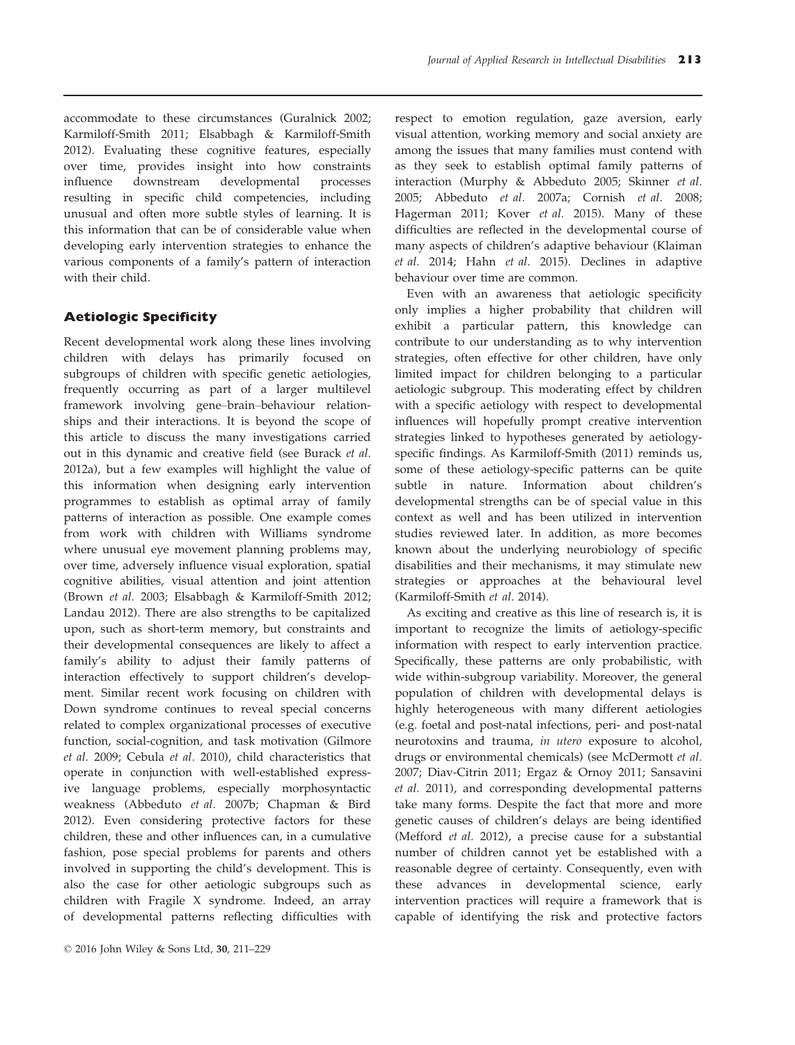accommodate to these circumstances (Guralnick 2002; Karmiloff-Smith 2011; Elsabbagh & Karmiloff-Smith 2012). Evaluating these cognitive features, especially over time, provides insight into how constraints influence downstream developmental processes resulting in specific child competencies, including unusual and often more subtle styles of learning. It is this information that can be of considerable value when developing early intervention strategies to enhance the various components of a family's pattern of interaction with their child.

## Aetiologic Specificity

Recent developmental work along these lines involving children with delays has primarily focused on subgroups of children with specific genetic aetiologies, frequently occurring as part of a larger multilevel framework involving gene–brain–behaviour relationships and their interactions. It is beyond the scope of this article to discuss the many investigations carried out in this dynamic and creative field (see Burack *et al.* 2012a), but a few examples will highlight the value of this information when designing early intervention programmes to establish as optimal array of family patterns of interaction as possible. One example comes from work with children with Williams syndrome where unusual eye movement planning problems may, over time, adversely influence visual exploration, spatial cognitive abilities, visual attention and joint attention (Brown *et al.* 2003; Elsabbagh & Karmiloff-Smith 2012; Landau 2012). There are also strengths to be capitalized upon, such as short-term memory, but constraints and their developmental consequences are likely to affect a family's ability to adjust their family patterns of interaction effectively to support children's development. Similar recent work focusing on children with Down syndrome continues to reveal special concerns related to complex organizational processes of executive function, social-cognition, and task motivation (Gilmore *et al.* 2009; Cebula *et al.* 2010), child characteristics that operate in conjunction with well-established expressive language problems, especially morphosyntactic weakness (Abbeduto *et al.* 2007b; Chapman & Bird 2012). Even considering protective factors for these children, these and other influences can, in a cumulative fashion, pose special problems for parents and others involved in supporting the child's development. This is also the case for other aetiologic subgroups such as children with Fragile X syndrome. Indeed, an array of developmental patterns reflecting difficulties with respect to emotion regulation, gaze aversion, early visual attention, working memory and social anxiety are among the issues that many families must contend with as they seek to establish optimal family patterns of interaction (Murphy & Abbeduto 2005; Skinner *et al.* 2005; Abbeduto *et al.* 2007a; Cornish *et al.* 2008; Hagerman 2011; Kover *et al.* 2015). Many of these difficulties are reflected in the developmental course of many aspects of children's adaptive behaviour (Klaiman *et al.* 2014; Hahn *et al.* 2015). Declines in adaptive behaviour over time are common.

Even with an awareness that aetiologic specificity only implies a higher probability that children will exhibit a particular pattern, this knowledge can contribute to our understanding as to why intervention strategies, often effective for other children, have only limited impact for children belonging to a particular aetiologic subgroup. This moderating effect by children with a specific aetiology with respect to developmental influences will hopefully prompt creative intervention strategies linked to hypotheses generated by aetiology-specific findings. As Karmiloff-Smith (2011) reminds us, some of these aetiology-specific patterns can be quite subtle in nature. Information about children's developmental strengths can be of special value in this context as well and has been utilized in intervention studies reviewed later. In addition, as more becomes known about the underlying neurobiology of specific disabilities and their mechanisms, it may stimulate new strategies or approaches at the behavioural level (Karmiloff-Smith *et al.* 2014).

As exciting and creative as this line of research is, it is important to recognize the limits of aetiology-specific information with respect to early intervention practice. Specifically, these patterns are only probabilistic, with wide within-subgroup variability. Moreover, the general population of children with developmental delays is highly heterogeneous with many different aetiologies (e.g. foetal and post-natal infections, peri- and post-natal neurotoxins and trauma, *in utero* exposure to alcohol, drugs or environmental chemicals) (see McDermott *et al.* 2007; Diav-Citrin 2011; Ergaz & Ornoy 2011; Sansavini *et al.* 2011), and corresponding developmental patterns take many forms. Despite the fact that more and more genetic causes of children's delays are being identified (Mefford *et al.* 2012), a precise cause for a substantial number of children cannot yet be established with a reasonable degree of certainty. Consequently, even with these advances in developmental science, early intervention practices will require a framework that is capable of identifying the risk and protective factors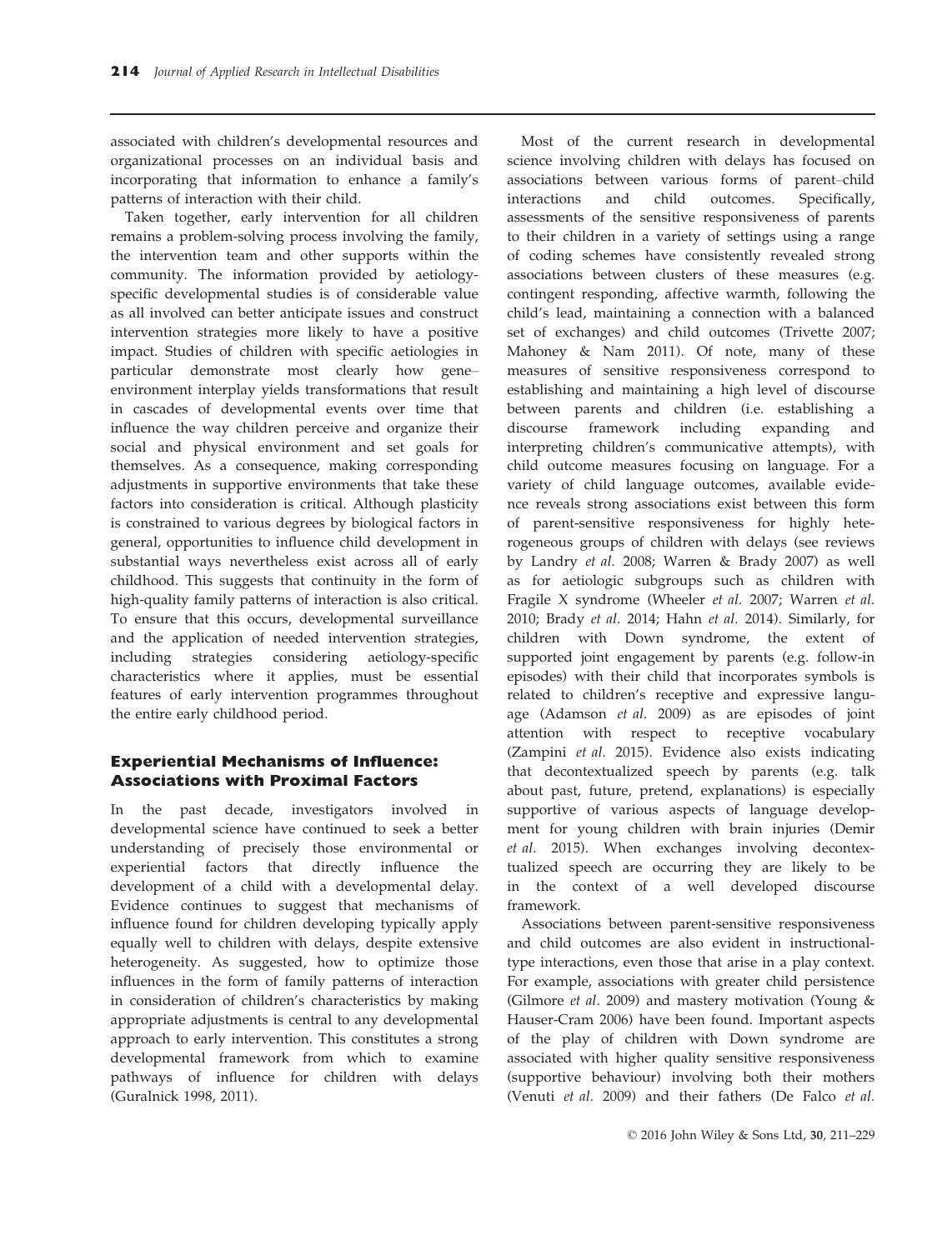associated with children's developmental resources and organizational processes on an individual basis and incorporating that information to enhance a family's patterns of interaction with their child.

Taken together, early intervention for all children remains a problem-solving process involving the family, the intervention team and other supports within the community. The information provided by aetiology-specific developmental studies is of considerable value as all involved can better anticipate issues and construct intervention strategies more likely to have a positive impact. Studies of children with specific aetiologies in particular demonstrate most clearly how gene–environment interplay yields transformations that result in cascades of developmental events over time that influence the way children perceive and organize their social and physical environment and set goals for themselves. As a consequence, making corresponding adjustments in supportive environments that take these factors into consideration is critical. Although plasticity is constrained to various degrees by biological factors in general, opportunities to influence child development in substantial ways nevertheless exist across all of early childhood. This suggests that continuity in the form of high-quality family patterns of interaction is also critical. To ensure that this occurs, developmental surveillance and the application of needed intervention strategies, including strategies considering aetiology-specific characteristics where it applies, must be essential features of early intervention programmes throughout the entire early childhood period.

## Experiential Mechanisms of Influence: Associations with Proximal Factors

In the past decade, investigators involved in developmental science have continued to seek a better understanding of precisely those environmental or experiential factors that directly influence the development of a child with a developmental delay. Evidence continues to suggest that mechanisms of influence found for children developing typically apply equally well to children with delays, despite extensive heterogeneity. As suggested, how to optimize those influences in the form of family patterns of interaction in consideration of children's characteristics by making appropriate adjustments is central to any developmental approach to early intervention. This constitutes a strong developmental framework from which to examine pathways of influence for children with delays (Guralnick 1998, 2011).

Most of the current research in developmental science involving children with delays has focused on associations between various forms of parent–child interactions and child outcomes. Specifically, assessments of the sensitive responsiveness of parents to their children in a variety of settings using a range of coding schemes have consistently revealed strong associations between clusters of these measures (e.g. contingent responding, affective warmth, following the child's lead, maintaining a connection with a balanced set of exchanges) and child outcomes (Trivette 2007; Mahoney & Nam 2011). Of note, many of these measures of sensitive responsiveness correspond to establishing and maintaining a high level of discourse between parents and children (i.e. establishing a discourse framework including expanding and interpreting children's communicative attempts), with child outcome measures focusing on language. For a variety of child language outcomes, available evidence reveals strong associations exist between this form of parent-sensitive responsiveness for highly heterogeneous groups of children with delays (see reviews by Landry *et al.* 2008; Warren & Brady 2007) as well as for aetiologic subgroups such as children with Fragile X syndrome (Wheeler *et al.* 2007; Warren *et al.* 2010; Brady *et al.* 2014; Hahn *et al.* 2014). Similarly, for children with Down syndrome, the extent of supported joint engagement by parents (e.g. follow-in episodes) with their child that incorporates symbols is related to children's receptive and expressive language (Adamson *et al.* 2009) as are episodes of joint attention with respect to receptive vocabulary (Zampini *et al.* 2015). Evidence also exists indicating that decontextualized speech by parents (e.g. talk about past, future, pretend, explanations) is especially supportive of various aspects of language development for young children with brain injuries (Demir *et al.* 2015). When exchanges involving decontextualized speech are occurring they are likely to be in the context of a well developed discourse framework.

Associations between parent-sensitive responsiveness and child outcomes are also evident in instructional-type interactions, even those that arise in a play context. For example, associations with greater child persistence (Gilmore *et al.* 2009) and mastery motivation (Young & Hauser-Cram 2006) have been found. Important aspects of the play of children with Down syndrome are associated with higher quality sensitive responsiveness (supportive behaviour) involving both their mothers (Venuti *et al.* 2009) and their fathers (De Falco *et al.*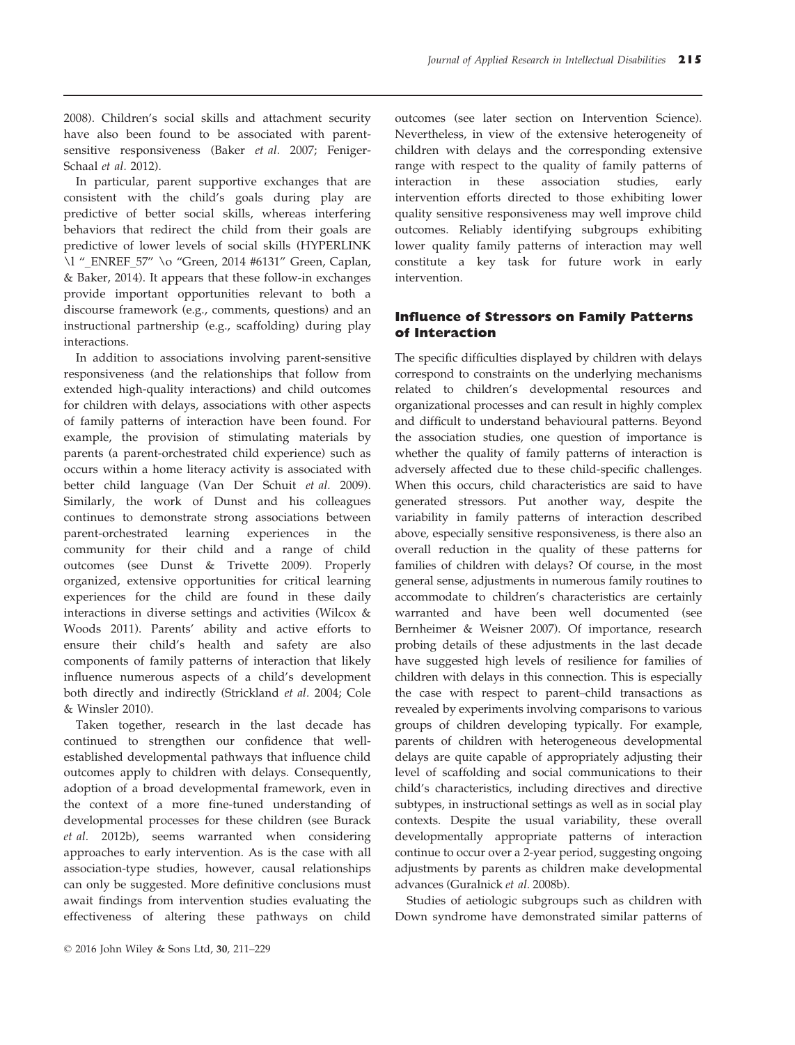2008). Children's social skills and attachment security have also been found to be associated with parent-sensitive responsiveness (Baker *et al.* 2007; Feniger-Schaal *et al.* 2012).

In particular, parent supportive exchanges that are consistent with the child's goals during play are predictive of better social skills, whereas interfering behaviors that redirect the child from their goals are predictive of lower levels of social skills (HYPERLINK \l "_ENREF_57" \o "Green, 2014 #6131" Green, Caplan, & Baker, 2014). It appears that these follow-in exchanges provide important opportunities relevant to both a discourse framework (e.g., comments, questions) and an instructional partnership (e.g., scaffolding) during play interactions.

In addition to associations involving parent-sensitive responsiveness (and the relationships that follow from extended high-quality interactions) and child outcomes for children with delays, associations with other aspects of family patterns of interaction have been found. For example, the provision of stimulating materials by parents (a parent-orchestrated child experience) such as occurs within a home literacy activity is associated with better child language (Van Der Schuit *et al.* 2009). Similarly, the work of Dunst and his colleagues continues to demonstrate strong associations between parent-orchestrated learning experiences in the community for their child and a range of child outcomes (see Dunst & Trivette 2009). Properly organized, extensive opportunities for critical learning experiences for the child are found in these daily interactions in diverse settings and activities (Wilcox & Woods 2011). Parents' ability and active efforts to ensure their child's health and safety are also components of family patterns of interaction that likely influence numerous aspects of a child's development both directly and indirectly (Strickland *et al.* 2004; Cole & Winsler 2010).

Taken together, research in the last decade has continued to strengthen our confidence that well-established developmental pathways that influence child outcomes apply to children with delays. Consequently, adoption of a broad developmental framework, even in the context of a more fine-tuned understanding of developmental processes for these children (see Burack *et al.* 2012b), seems warranted when considering approaches to early intervention. As is the case with all association-type studies, however, causal relationships can only be suggested. More definitive conclusions must await findings from intervention studies evaluating the effectiveness of altering these pathways on child outcomes (see later section on Intervention Science). Nevertheless, in view of the extensive heterogeneity of children with delays and the corresponding extensive range with respect to the quality of family patterns of interaction in these association studies, early intervention efforts directed to those exhibiting lower quality sensitive responsiveness may well improve child outcomes. Reliably identifying subgroups exhibiting lower quality family patterns of interaction may well constitute a key task for future work in early intervention.

## Influence of Stressors on Family Patterns of Interaction

The specific difficulties displayed by children with delays correspond to constraints on the underlying mechanisms related to children's developmental resources and organizational processes and can result in highly complex and difficult to understand behavioural patterns. Beyond the association studies, one question of importance is whether the quality of family patterns of interaction is adversely affected due to these child-specific challenges. When this occurs, child characteristics are said to have generated stressors. Put another way, despite the variability in family patterns of interaction described above, especially sensitive responsiveness, is there also an overall reduction in the quality of these patterns for families of children with delays? Of course, in the most general sense, adjustments in numerous family routines to accommodate to children's characteristics are certainly warranted and have been well documented (see Bernheimer & Weisner 2007). Of importance, research probing details of these adjustments in the last decade have suggested high levels of resilience for families of children with delays in this connection. This is especially the case with respect to parent–child transactions as revealed by experiments involving comparisons to various groups of children developing typically. For example, parents of children with heterogeneous developmental delays are quite capable of appropriately adjusting their level of scaffolding and social communications to their child's characteristics, including directives and directive subtypes, in instructional settings as well as in social play contexts. Despite the usual variability, these overall developmentally appropriate patterns of interaction continue to occur over a 2-year period, suggesting ongoing adjustments by parents as children make developmental advances (Guralnick *et al.* 2008b).

Studies of aetiologic subgroups such as children with Down syndrome have demonstrated similar patterns of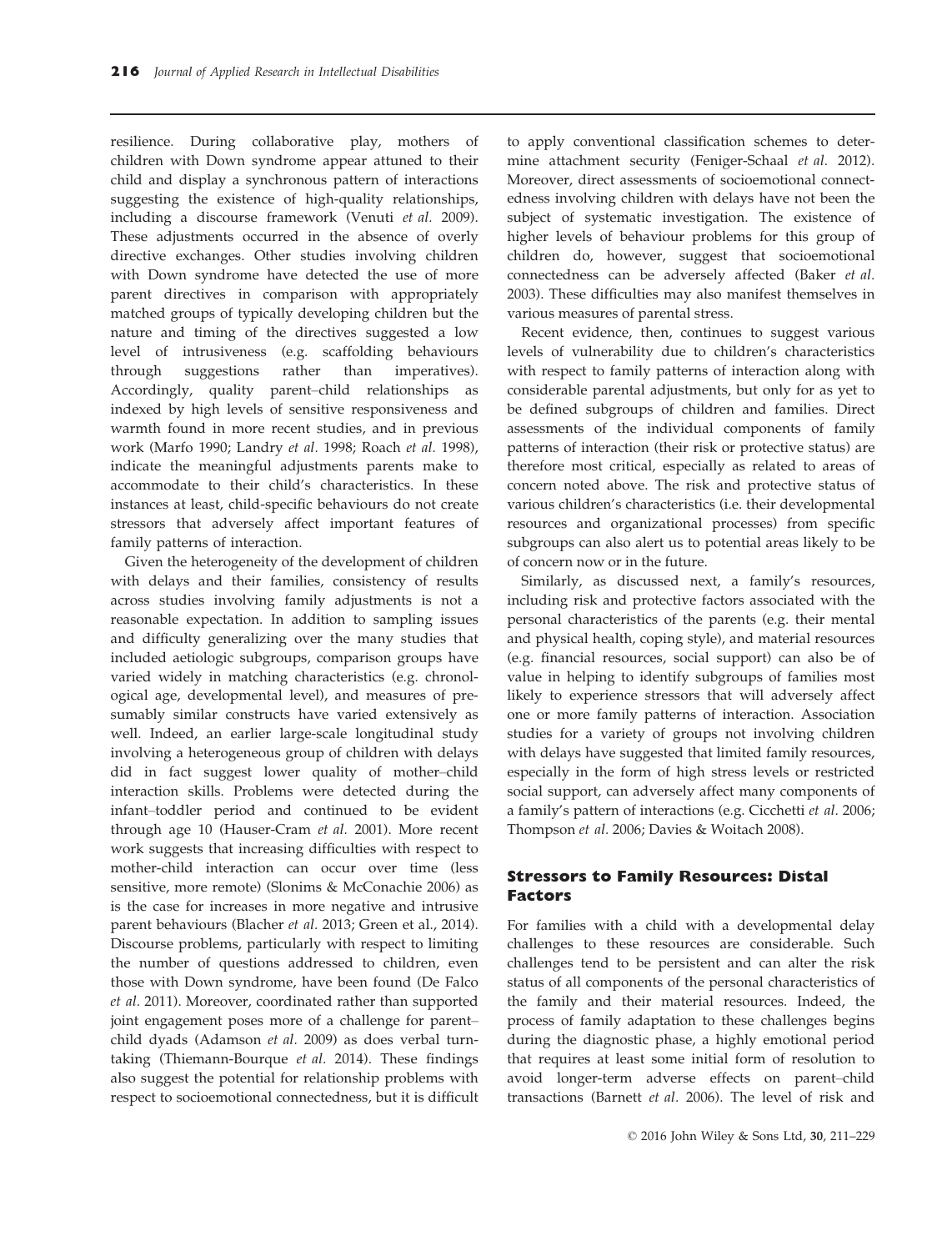resilience. During collaborative play, mothers of children with Down syndrome appear attuned to their child and display a synchronous pattern of interactions suggesting the existence of high-quality relationships, including a discourse framework (Venuti *et al.* 2009). These adjustments occurred in the absence of overly directive exchanges. Other studies involving children with Down syndrome have detected the use of more parent directives in comparison with appropriately matched groups of typically developing children but the nature and timing of the directives suggested a low level of intrusiveness (e.g. scaffolding behaviours through suggestions rather than imperatives). Accordingly, quality parent–child relationships as indexed by high levels of sensitive responsiveness and warmth found in more recent studies, and in previous work (Marfo 1990; Landry *et al.* 1998; Roach *et al.* 1998), indicate the meaningful adjustments parents make to accommodate to their child's characteristics. In these instances at least, child-specific behaviours do not create stressors that adversely affect important features of family patterns of interaction.

Given the heterogeneity of the development of children with delays and their families, consistency of results across studies involving family adjustments is not a reasonable expectation. In addition to sampling issues and difficulty generalizing over the many studies that included aetiologic subgroups, comparison groups have varied widely in matching characteristics (e.g. chronological age, developmental level), and measures of presumably similar constructs have varied extensively as well. Indeed, an earlier large-scale longitudinal study involving a heterogeneous group of children with delays did in fact suggest lower quality of mother–child interaction skills. Problems were detected during the infant–toddler period and continued to be evident through age 10 (Hauser-Cram *et al.* 2001). More recent work suggests that increasing difficulties with respect to mother-child interaction can occur over time (less sensitive, more remote) (Slonims & McConachie 2006) as is the case for increases in more negative and intrusive parent behaviours (Blacher *et al.* 2013; Green et al., 2014). Discourse problems, particularly with respect to limiting the number of questions addressed to children, even those with Down syndrome, have been found (De Falco *et al.* 2011). Moreover, coordinated rather than supported joint engagement poses more of a challenge for parent–child dyads (Adamson *et al.* 2009) as does verbal turn-taking (Thiemann-Bourque *et al.* 2014). These findings also suggest the potential for relationship problems with respect to socioemotional connectedness, but it is difficult to apply conventional classification schemes to determine attachment security (Feniger-Schaal *et al.* 2012). Moreover, direct assessments of socioemotional connectedness involving children with delays have not been the subject of systematic investigation. The existence of higher levels of behaviour problems for this group of children do, however, suggest that socioemotional connectedness can be adversely affected (Baker *et al.* 2003). These difficulties may also manifest themselves in various measures of parental stress.

Recent evidence, then, continues to suggest various levels of vulnerability due to children's characteristics with respect to family patterns of interaction along with considerable parental adjustments, but only for as yet to be defined subgroups of children and families. Direct assessments of the individual components of family patterns of interaction (their risk or protective status) are therefore most critical, especially as related to areas of concern noted above. The risk and protective status of various children's characteristics (i.e. their developmental resources and organizational processes) from specific subgroups can also alert us to potential areas likely to be of concern now or in the future.

Similarly, as discussed next, a family's resources, including risk and protective factors associated with the personal characteristics of the parents (e.g. their mental and physical health, coping style), and material resources (e.g. financial resources, social support) can also be of value in helping to identify subgroups of families most likely to experience stressors that will adversely affect one or more family patterns of interaction. Association studies for a variety of groups not involving children with delays have suggested that limited family resources, especially in the form of high stress levels or restricted social support, can adversely affect many components of a family's pattern of interactions (e.g. Cicchetti *et al.* 2006; Thompson *et al.* 2006; Davies & Woitach 2008).

## Stressors to Family Resources: Distal Factors

For families with a child with a developmental delay challenges to these resources are considerable. Such challenges tend to be persistent and can alter the risk status of all components of the personal characteristics of the family and their material resources. Indeed, the process of family adaptation to these challenges begins during the diagnostic phase, a highly emotional period that requires at least some initial form of resolution to avoid longer-term adverse effects on parent–child transactions (Barnett *et al.* 2006). The level of risk and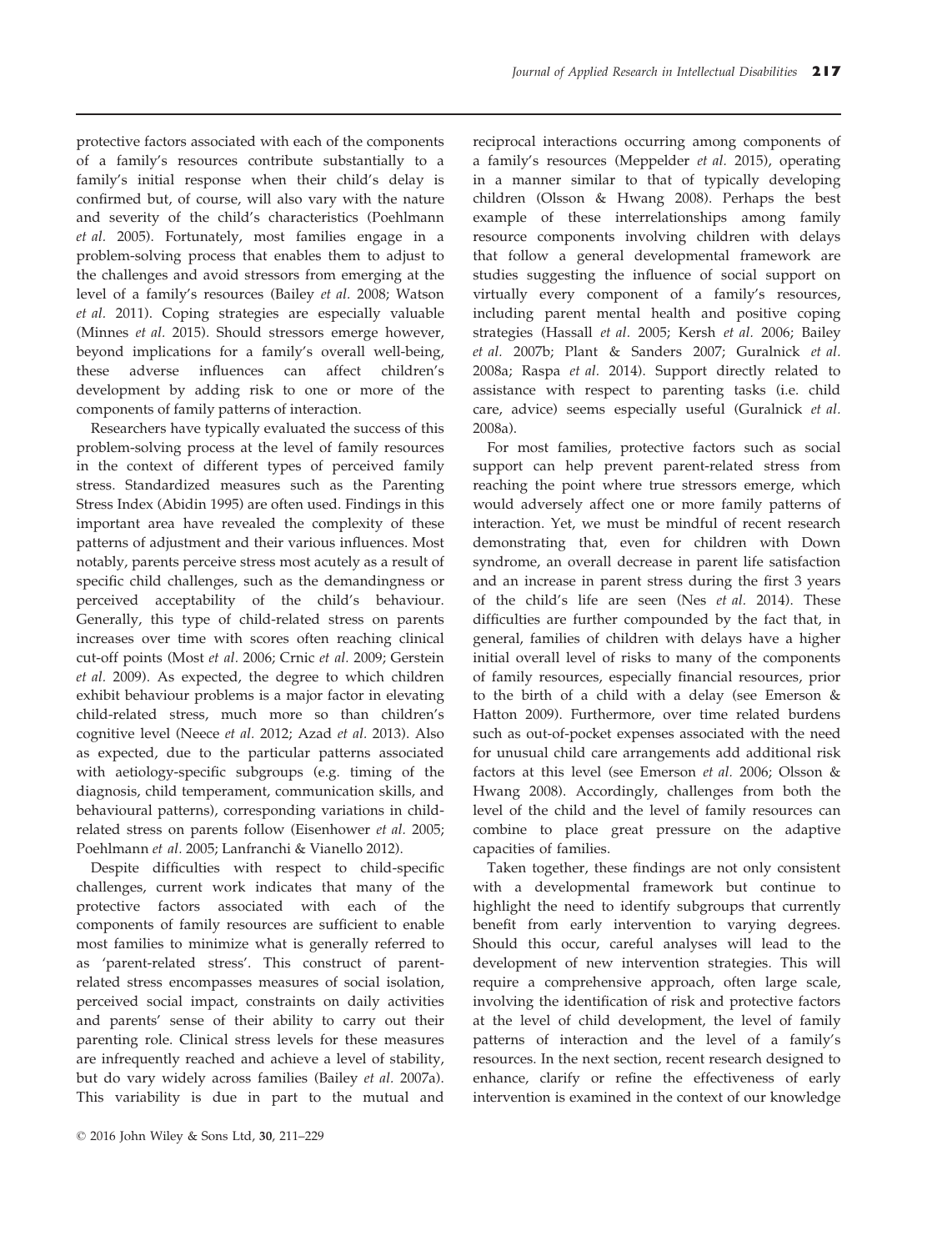protective factors associated with each of the components of a family's resources contribute substantially to a family's initial response when their child's delay is confirmed but, of course, will also vary with the nature and severity of the child's characteristics (Poehlmann *et al.* 2005). Fortunately, most families engage in a problem-solving process that enables them to adjust to the challenges and avoid stressors from emerging at the level of a family's resources (Bailey *et al.* 2008; Watson *et al.* 2011). Coping strategies are especially valuable (Minnes *et al.* 2015). Should stressors emerge however, beyond implications for a family's overall well-being, these adverse influences can affect children's development by adding risk to one or more of the components of family patterns of interaction.

Researchers have typically evaluated the success of this problem-solving process at the level of family resources in the context of different types of perceived family stress. Standardized measures such as the Parenting Stress Index (Abidin 1995) are often used. Findings in this important area have revealed the complexity of these patterns of adjustment and their various influences. Most notably, parents perceive stress most acutely as a result of specific child challenges, such as the demandingness or perceived acceptability of the child's behaviour. Generally, this type of child-related stress on parents increases over time with scores often reaching clinical cut-off points (Most *et al.* 2006; Crnic *et al.* 2009; Gerstein *et al.* 2009). As expected, the degree to which children exhibit behaviour problems is a major factor in elevating child-related stress, much more so than children's cognitive level (Neece *et al.* 2012; Azad *et al.* 2013). Also as expected, due to the particular patterns associated with aetiology-specific subgroups (e.g. timing of the diagnosis, child temperament, communication skills, and behavioural patterns), corresponding variations in child-related stress on parents follow (Eisenhower *et al.* 2005; Poehlmann *et al.* 2005; Lanfranchi & Vianello 2012).

Despite difficulties with respect to child-specific challenges, current work indicates that many of the protective factors associated with each of the components of family resources are sufficient to enable most families to minimize what is generally referred to as 'parent-related stress'. This construct of parent-related stress encompasses measures of social isolation, perceived social impact, constraints on daily activities and parents' sense of their ability to carry out their parenting role. Clinical stress levels for these measures are infrequently reached and achieve a level of stability, but do vary widely across families (Bailey *et al.* 2007a). This variability is due in part to the mutual and reciprocal interactions occurring among components of a family's resources (Meppelder *et al.* 2015), operating in a manner similar to that of typically developing children (Olsson & Hwang 2008). Perhaps the best example of these interrelationships among family resource components involving children with delays that follow a general developmental framework are studies suggesting the influence of social support on virtually every component of a family's resources, including parent mental health and positive coping strategies (Hassall *et al.* 2005; Kersh *et al.* 2006; Bailey *et al.* 2007b; Plant & Sanders 2007; Guralnick *et al.* 2008a; Raspa *et al.* 2014). Support directly related to assistance with respect to parenting tasks (i.e. child care, advice) seems especially useful (Guralnick *et al.* 2008a).

For most families, protective factors such as social support can help prevent parent-related stress from reaching the point where true stressors emerge, which would adversely affect one or more family patterns of interaction. Yet, we must be mindful of recent research demonstrating that, even for children with Down syndrome, an overall decrease in parent life satisfaction and an increase in parent stress during the first 3 years of the child's life are seen (Nes *et al.* 2014). These difficulties are further compounded by the fact that, in general, families of children with delays have a higher initial overall level of risks to many of the components of family resources, especially financial resources, prior to the birth of a child with a delay (see Emerson & Hatton 2009). Furthermore, over time related burdens such as out-of-pocket expenses associated with the need for unusual child care arrangements add additional risk factors at this level (see Emerson *et al.* 2006; Olsson & Hwang 2008). Accordingly, challenges from both the level of the child and the level of family resources can combine to place great pressure on the adaptive capacities of families.

Taken together, these findings are not only consistent with a developmental framework but continue to highlight the need to identify subgroups that currently benefit from early intervention to varying degrees. Should this occur, careful analyses will lead to the development of new intervention strategies. This will require a comprehensive approach, often large scale, involving the identification of risk and protective factors at the level of child development, the level of family patterns of interaction and the level of a family's resources. In the next section, recent research designed to enhance, clarify or refine the effectiveness of early intervention is examined in the context of our knowledge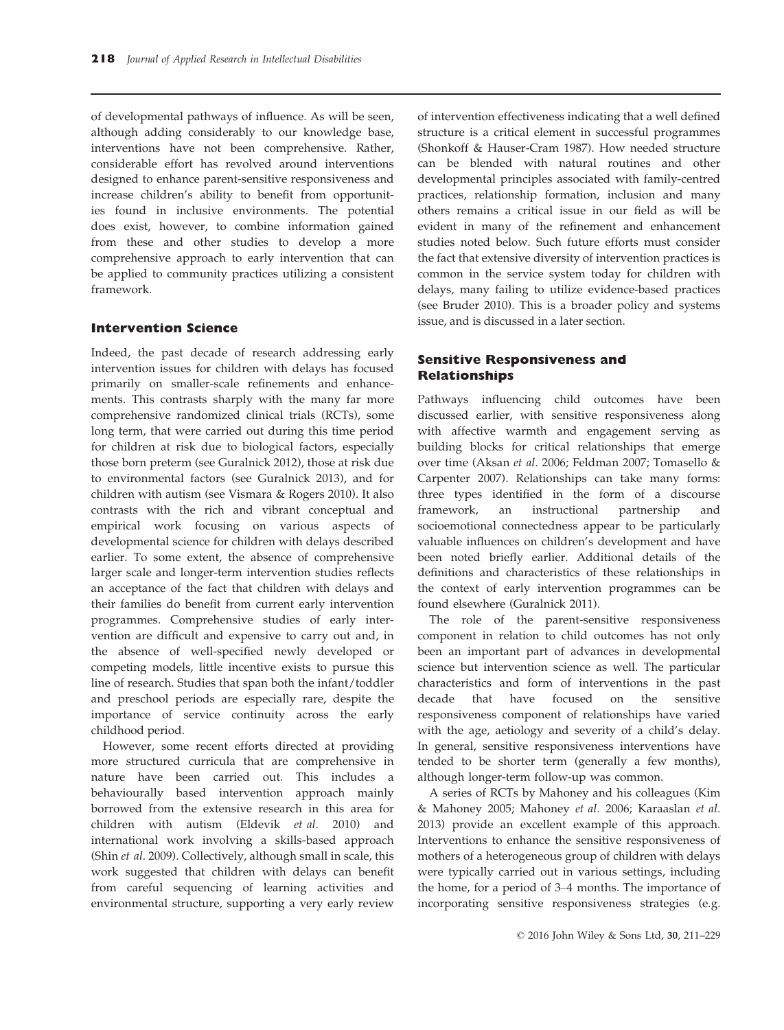of developmental pathways of influence. As will be seen, although adding considerably to our knowledge base, interventions have not been comprehensive. Rather, considerable effort has revolved around interventions designed to enhance parent-sensitive responsiveness and increase children's ability to benefit from opportunities found in inclusive environments. The potential does exist, however, to combine information gained from these and other studies to develop a more comprehensive approach to early intervention that can be applied to community practices utilizing a consistent framework.

## Intervention Science

Indeed, the past decade of research addressing early intervention issues for children with delays has focused primarily on smaller-scale refinements and enhancements. This contrasts sharply with the many far more comprehensive randomized clinical trials (RCTs), some long term, that were carried out during this time period for children at risk due to biological factors, especially those born preterm (see Guralnick 2012), those at risk due to environmental factors (see Guralnick 2013), and for children with autism (see Vismara & Rogers 2010). It also contrasts with the rich and vibrant conceptual and empirical work focusing on various aspects of developmental science for children with delays described earlier. To some extent, the absence of comprehensive larger scale and longer-term intervention studies reflects an acceptance of the fact that children with delays and their families do benefit from current early intervention programmes. Comprehensive studies of early intervention are difficult and expensive to carry out and, in the absence of well-specified newly developed or competing models, little incentive exists to pursue this line of research. Studies that span both the infant/toddler and preschool periods are especially rare, despite the importance of service continuity across the early childhood period.

However, some recent efforts directed at providing more structured curricula that are comprehensive in nature have been carried out. This includes a behaviourally based intervention approach mainly borrowed from the extensive research in this area for children with autism (Eldevik *et al.* 2010) and international work involving a skills-based approach (Shin *et al.* 2009). Collectively, although small in scale, this work suggested that children with delays can benefit from careful sequencing of learning activities and environmental structure, supporting a very early review of intervention effectiveness indicating that a well defined structure is a critical element in successful programmes (Shonkoff & Hauser-Cram 1987). How needed structure can be blended with natural routines and other developmental principles associated with family-centred practices, relationship formation, inclusion and many others remains a critical issue in our field as will be evident in many of the refinement and enhancement studies noted below. Such future efforts must consider the fact that extensive diversity of intervention practices is common in the service system today for children with delays, many failing to utilize evidence-based practices (see Bruder 2010). This is a broader policy and systems issue, and is discussed in a later section.

## Sensitive Responsiveness and Relationships

Pathways influencing child outcomes have been discussed earlier, with sensitive responsiveness along with affective warmth and engagement serving as building blocks for critical relationships that emerge over time (Aksan *et al.* 2006; Feldman 2007; Tomasello & Carpenter 2007). Relationships can take many forms: three types identified in the form of a discourse framework, an instructional partnership and socioemotional connectedness appear to be particularly valuable influences on children's development and have been noted briefly earlier. Additional details of the definitions and characteristics of these relationships in the context of early intervention programmes can be found elsewhere (Guralnick 2011).

The role of the parent-sensitive responsiveness component in relation to child outcomes has not only been an important part of advances in developmental science but intervention science as well. The particular characteristics and form of interventions in the past decade that have focused on the sensitive responsiveness component of relationships have varied with the age, aetiology and severity of a child's delay. In general, sensitive responsiveness interventions have tended to be shorter term (generally a few months), although longer-term follow-up was common.

A series of RCTs by Mahoney and his colleagues (Kim & Mahoney 2005; Mahoney *et al.* 2006; Karaaslan *et al.* 2013) provide an excellent example of this approach. Interventions to enhance the sensitive responsiveness of mothers of a heterogeneous group of children with delays were typically carried out in various settings, including the home, for a period of 3–4 months. The importance of incorporating sensitive responsiveness strategies (e.g.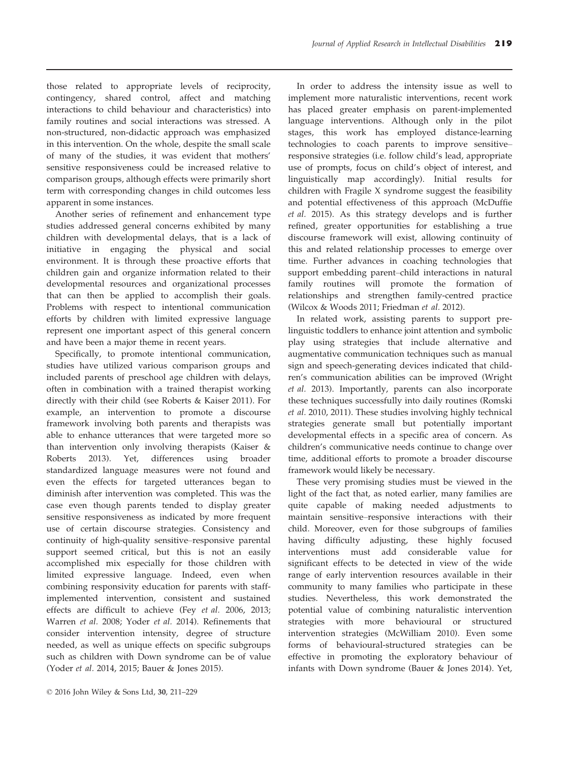those related to appropriate levels of reciprocity, contingency, shared control, affect and matching interactions to child behaviour and characteristics) into family routines and social interactions was stressed. A non-structured, non-didactic approach was emphasized in this intervention. On the whole, despite the small scale of many of the studies, it was evident that mothers' sensitive responsiveness could be increased relative to comparison groups, although effects were primarily short term with corresponding changes in child outcomes less apparent in some instances.

Another series of refinement and enhancement type studies addressed general concerns exhibited by many children with developmental delays, that is a lack of initiative in engaging the physical and social environment. It is through these proactive efforts that children gain and organize information related to their developmental resources and organizational processes that can then be applied to accomplish their goals. Problems with respect to intentional communication efforts by children with limited expressive language represent one important aspect of this general concern and have been a major theme in recent years.

Specifically, to promote intentional communication, studies have utilized various comparison groups and included parents of preschool age children with delays, often in combination with a trained therapist working directly with their child (see Roberts & Kaiser 2011). For example, an intervention to promote a discourse framework involving both parents and therapists was able to enhance utterances that were targeted more so than intervention only involving therapists (Kaiser & Roberts 2013). Yet, differences using broader standardized language measures were not found and even the effects for targeted utterances began to diminish after intervention was completed. This was the case even though parents tended to display greater sensitive responsiveness as indicated by more frequent use of certain discourse strategies. Consistency and continuity of high-quality sensitive–responsive parental support seemed critical, but this is not an easily accomplished mix especially for those children with limited expressive language. Indeed, even when combining responsivity education for parents with staff-implemented intervention, consistent and sustained effects are difficult to achieve (Fey *et al.* 2006, 2013; Warren *et al.* 2008; Yoder *et al.* 2014). Refinements that consider intervention intensity, degree of structure needed, as well as unique effects on specific subgroups such as children with Down syndrome can be of value (Yoder *et al.* 2014, 2015; Bauer & Jones 2015).

In order to address the intensity issue as well to implement more naturalistic interventions, recent work has placed greater emphasis on parent-implemented language interventions. Although only in the pilot stages, this work has employed distance-learning technologies to coach parents to improve sensitive–responsive strategies (i.e. follow child's lead, appropriate use of prompts, focus on child's object of interest, and linguistically map accordingly). Initial results for children with Fragile X syndrome suggest the feasibility and potential effectiveness of this approach (McDuffie *et al.* 2015). As this strategy develops and is further refined, greater opportunities for establishing a true discourse framework will exist, allowing continuity of this and related relationship processes to emerge over time. Further advances in coaching technologies that support embedding parent–child interactions in natural family routines will promote the formation of relationships and strengthen family-centred practice (Wilcox & Woods 2011; Friedman *et al.* 2012).

In related work, assisting parents to support pre-linguistic toddlers to enhance joint attention and symbolic play using strategies that include alternative and augmentative communication techniques such as manual sign and speech-generating devices indicated that children's communication abilities can be improved (Wright *et al.* 2013). Importantly, parents can also incorporate these techniques successfully into daily routines (Romski *et al.* 2010, 2011). These studies involving highly technical strategies generate small but potentially important developmental effects in a specific area of concern. As children's communicative needs continue to change over time, additional efforts to promote a broader discourse framework would likely be necessary.

These very promising studies must be viewed in the light of the fact that, as noted earlier, many families are quite capable of making needed adjustments to maintain sensitive–responsive interactions with their child. Moreover, even for those subgroups of families having difficulty adjusting, these highly focused interventions must add considerable value for significant effects to be detected in view of the wide range of early intervention resources available in their community to many families who participate in these studies. Nevertheless, this work demonstrated the potential value of combining naturalistic intervention strategies with more behavioural or structured intervention strategies (McWilliam 2010). Even some forms of behavioural-structured strategies can be effective in promoting the exploratory behaviour of infants with Down syndrome (Bauer & Jones 2014). Yet,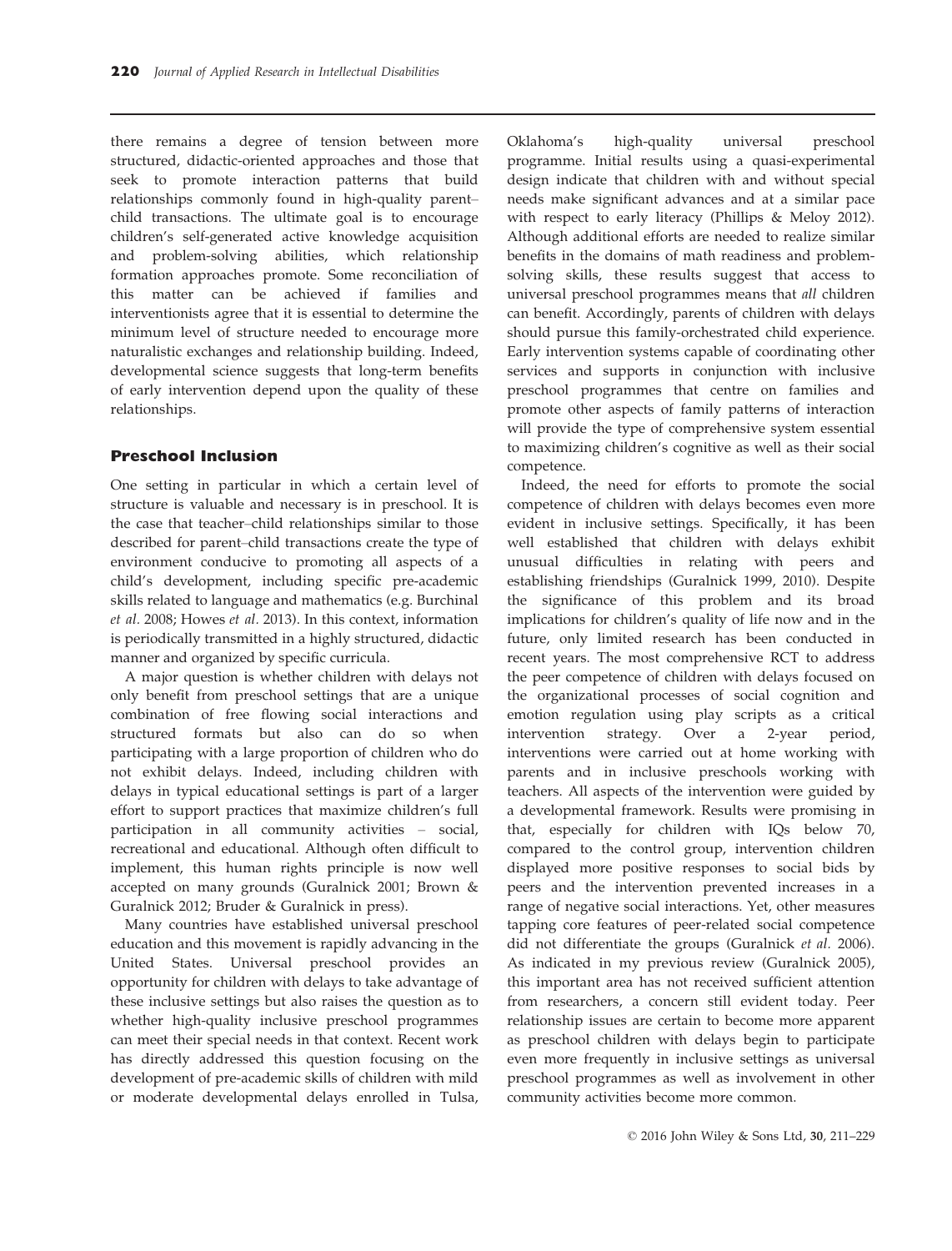there remains a degree of tension between more structured, didactic-oriented approaches and those that seek to promote interaction patterns that build relationships commonly found in high-quality parent–child transactions. The ultimate goal is to encourage children's self-generated active knowledge acquisition and problem-solving abilities, which relationship formation approaches promote. Some reconciliation of this matter can be achieved if families and interventionists agree that it is essential to determine the minimum level of structure needed to encourage more naturalistic exchanges and relationship building. Indeed, developmental science suggests that long-term benefits of early intervention depend upon the quality of these relationships.

## Preschool Inclusion

One setting in particular in which a certain level of structure is valuable and necessary is in preschool. It is the case that teacher–child relationships similar to those described for parent–child transactions create the type of environment conducive to promoting all aspects of a child's development, including specific pre-academic skills related to language and mathematics (e.g. Burchinal *et al.* 2008; Howes *et al.* 2013). In this context, information is periodically transmitted in a highly structured, didactic manner and organized by specific curricula.

A major question is whether children with delays not only benefit from preschool settings that are a unique combination of free flowing social interactions and structured formats but also can do so when participating with a large proportion of children who do not exhibit delays. Indeed, including children with delays in typical educational settings is part of a larger effort to support practices that maximize children's full participation in all community activities – social, recreational and educational. Although often difficult to implement, this human rights principle is now well accepted on many grounds (Guralnick 2001; Brown & Guralnick 2012; Bruder & Guralnick in press).

Many countries have established universal preschool education and this movement is rapidly advancing in the United States. Universal preschool provides an opportunity for children with delays to take advantage of these inclusive settings but also raises the question as to whether high-quality inclusive preschool programmes can meet their special needs in that context. Recent work has directly addressed this question focusing on the development of pre-academic skills of children with mild or moderate developmental delays enrolled in Tulsa, Oklahoma's high-quality universal preschool programme. Initial results using a quasi-experimental design indicate that children with and without special needs make significant advances and at a similar pace with respect to early literacy (Phillips & Meloy 2012). Although additional efforts are needed to realize similar benefits in the domains of math readiness and problem-solving skills, these results suggest that access to universal preschool programmes means that *all* children can benefit. Accordingly, parents of children with delays should pursue this family-orchestrated child experience. Early intervention systems capable of coordinating other services and supports in conjunction with inclusive preschool programmes that centre on families and promote other aspects of family patterns of interaction will provide the type of comprehensive system essential to maximizing children's cognitive as well as their social competence.

Indeed, the need for efforts to promote the social competence of children with delays becomes even more evident in inclusive settings. Specifically, it has been well established that children with delays exhibit unusual difficulties in relating with peers and establishing friendships (Guralnick 1999, 2010). Despite the significance of this problem and its broad implications for children's quality of life now and in the future, only limited research has been conducted in recent years. The most comprehensive RCT to address the peer competence of children with delays focused on the organizational processes of social cognition and emotion regulation using play scripts as a critical intervention strategy. Over a 2-year period, interventions were carried out at home working with parents and in inclusive preschools working with teachers. All aspects of the intervention were guided by a developmental framework. Results were promising in that, especially for children with IQs below 70, compared to the control group, intervention children displayed more positive responses to social bids by peers and the intervention prevented increases in a range of negative social interactions. Yet, other measures tapping core features of peer-related social competence did not differentiate the groups (Guralnick *et al.* 2006). As indicated in my previous review (Guralnick 2005), this important area has not received sufficient attention from researchers, a concern still evident today. Peer relationship issues are certain to become more apparent as preschool children with delays begin to participate even more frequently in inclusive settings as universal preschool programmes as well as involvement in other community activities become more common.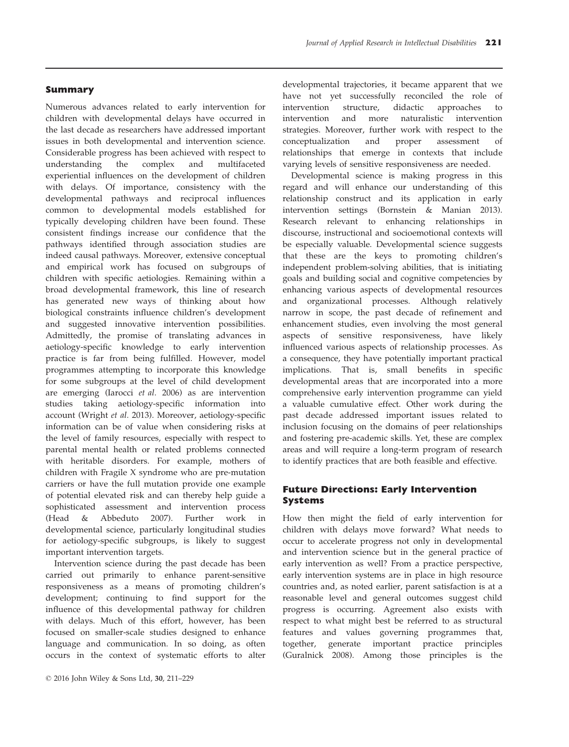## Summary

Numerous advances related to early intervention for children with developmental delays have occurred in the last decade as researchers have addressed important issues in both developmental and intervention science. Considerable progress has been achieved with respect to understanding the complex and multifaceted experiential influences on the development of children with delays. Of importance, consistency with the developmental pathways and reciprocal influences common to developmental models established for typically developing children have been found. These consistent findings increase our confidence that the pathways identified through association studies are indeed causal pathways. Moreover, extensive conceptual and empirical work has focused on subgroups of children with specific aetiologies. Remaining within a broad developmental framework, this line of research has generated new ways of thinking about how biological constraints influence children's development and suggested innovative intervention possibilities. Admittedly, the promise of translating advances in aetiology-specific knowledge to early intervention practice is far from being fulfilled. However, model programmes attempting to incorporate this knowledge for some subgroups at the level of child development are emerging (Iarocci *et al.* 2006) as are intervention studies taking aetiology-specific information into account (Wright *et al.* 2013). Moreover, aetiology-specific information can be of value when considering risks at the level of family resources, especially with respect to parental mental health or related problems connected with heritable disorders. For example, mothers of children with Fragile X syndrome who are pre-mutation carriers or have the full mutation provide one example of potential elevated risk and can thereby help guide a sophisticated assessment and intervention process (Head & Abbeduto 2007). Further work in developmental science, particularly longitudinal studies for aetiology-specific subgroups, is likely to suggest important intervention targets.

Intervention science during the past decade has been carried out primarily to enhance parent-sensitive responsiveness as a means of promoting children's development; continuing to find support for the influence of this developmental pathway for children with delays. Much of this effort, however, has been focused on smaller-scale studies designed to enhance language and communication. In so doing, as often occurs in the context of systematic efforts to alter developmental trajectories, it became apparent that we have not yet successfully reconciled the role of intervention structure, didactic approaches to intervention and more naturalistic intervention strategies. Moreover, further work with respect to the conceptualization and proper assessment of relationships that emerge in contexts that include varying levels of sensitive responsiveness are needed.

Developmental science is making progress in this regard and will enhance our understanding of this relationship construct and its application in early intervention settings (Bornstein & Manian 2013). Research relevant to enhancing relationships in discourse, instructional and socioemotional contexts will be especially valuable. Developmental science suggests that these are the keys to promoting children's independent problem-solving abilities, that is initiating goals and building social and cognitive competencies by enhancing various aspects of developmental resources and organizational processes. Although relatively narrow in scope, the past decade of refinement and enhancement studies, even involving the most general aspects of sensitive responsiveness, have likely influenced various aspects of relationship processes. As a consequence, they have potentially important practical implications. That is, small benefits in specific developmental areas that are incorporated into a more comprehensive early intervention programme can yield a valuable cumulative effect. Other work during the past decade addressed important issues related to inclusion focusing on the domains of peer relationships and fostering pre-academic skills. Yet, these are complex areas and will require a long-term program of research to identify practices that are both feasible and effective.

## Future Directions: Early Intervention Systems

How then might the field of early intervention for children with delays move forward? What needs to occur to accelerate progress not only in developmental and intervention science but in the general practice of early intervention as well? From a practice perspective, early intervention systems are in place in high resource countries and, as noted earlier, parent satisfaction is at a reasonable level and general outcomes suggest child progress is occurring. Agreement also exists with respect to what might best be referred to as structural features and values governing programmes that, together, generate important practice principles (Guralnick 2008). Among those principles is the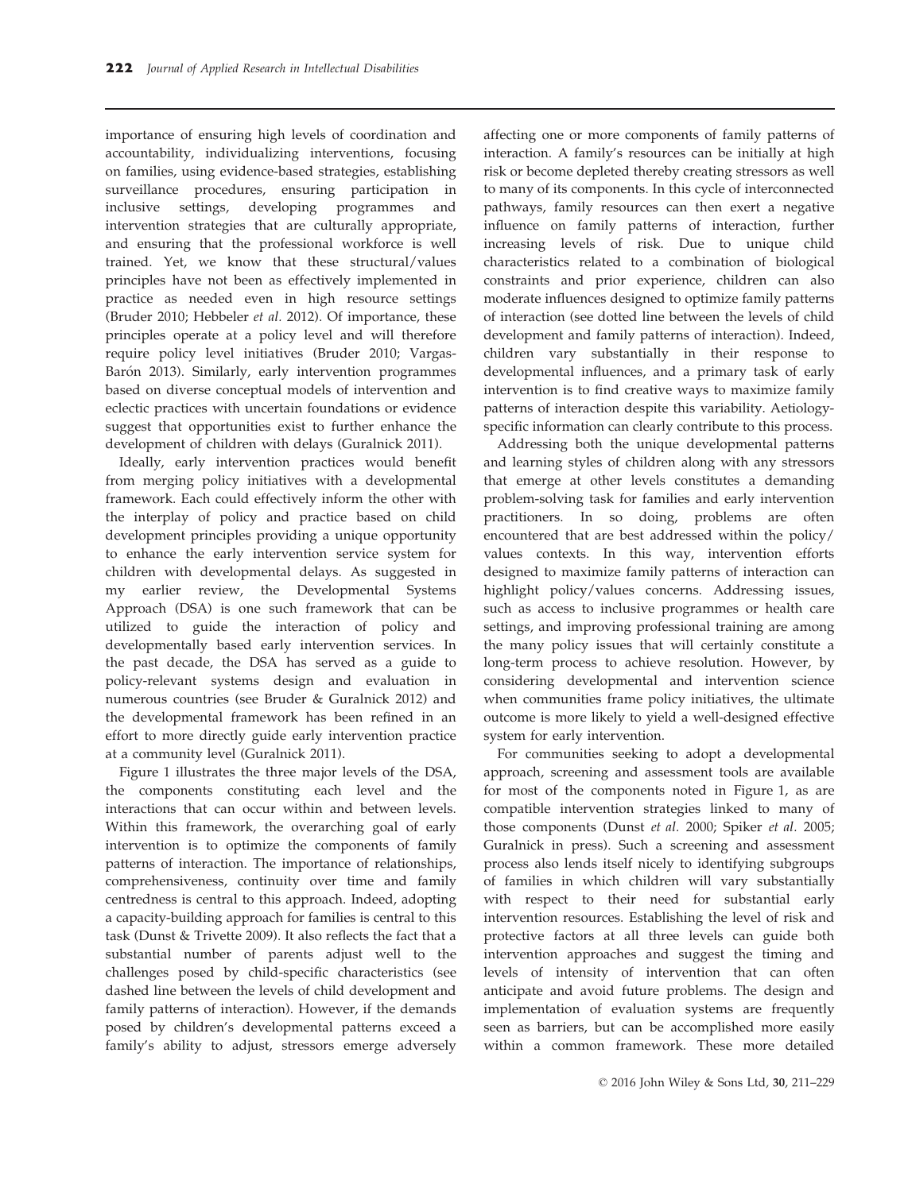importance of ensuring high levels of coordination and accountability, individualizing interventions, focusing on families, using evidence-based strategies, establishing surveillance procedures, ensuring participation in inclusive settings, developing programmes and intervention strategies that are culturally appropriate, and ensuring that the professional workforce is well trained. Yet, we know that these structural/values principles have not been as effectively implemented in practice as needed even in high resource settings (Bruder 2010; Hebbeler *et al.* 2012). Of importance, these principles operate at a policy level and will therefore require policy level initiatives (Bruder 2010; Vargas-Barón 2013). Similarly, early intervention programmes based on diverse conceptual models of intervention and eclectic practices with uncertain foundations or evidence suggest that opportunities exist to further enhance the development of children with delays (Guralnick 2011).

Ideally, early intervention practices would benefit from merging policy initiatives with a developmental framework. Each could effectively inform the other with the interplay of policy and practice based on child development principles providing a unique opportunity to enhance the early intervention service system for children with developmental delays. As suggested in my earlier review, the Developmental Systems Approach (DSA) is one such framework that can be utilized to guide the interaction of policy and developmentally based early intervention services. In the past decade, the DSA has served as a guide to policy-relevant systems design and evaluation in numerous countries (see Bruder & Guralnick 2012) and the developmental framework has been refined in an effort to more directly guide early intervention practice at a community level (Guralnick 2011).

Figure 1 illustrates the three major levels of the DSA, the components constituting each level and the interactions that can occur within and between levels. Within this framework, the overarching goal of early intervention is to optimize the components of family patterns of interaction. The importance of relationships, comprehensiveness, continuity over time and family centredness is central to this approach. Indeed, adopting a capacity-building approach for families is central to this task (Dunst & Trivette 2009). It also reflects the fact that a substantial number of parents adjust well to the challenges posed by child-specific characteristics (see dashed line between the levels of child development and family patterns of interaction). However, if the demands posed by children's developmental patterns exceed a family's ability to adjust, stressors emerge adversely affecting one or more components of family patterns of interaction. A family's resources can be initially at high risk or become depleted thereby creating stressors as well to many of its components. In this cycle of interconnected pathways, family resources can then exert a negative influence on family patterns of interaction, further increasing levels of risk. Due to unique child characteristics related to a combination of biological constraints and prior experience, children can also moderate influences designed to optimize family patterns of interaction (see dotted line between the levels of child development and family patterns of interaction). Indeed, children vary substantially in their response to developmental influences, and a primary task of early intervention is to find creative ways to maximize family patterns of interaction despite this variability. Aetiology-specific information can clearly contribute to this process.

Addressing both the unique developmental patterns and learning styles of children along with any stressors that emerge at other levels constitutes a demanding problem-solving task for families and early intervention practitioners. In so doing, problems are often encountered that are best addressed within the policy/values contexts. In this way, intervention efforts designed to maximize family patterns of interaction can highlight policy/values concerns. Addressing issues, such as access to inclusive programmes or health care settings, and improving professional training are among the many policy issues that will certainly constitute a long-term process to achieve resolution. However, by considering developmental and intervention science when communities frame policy initiatives, the ultimate outcome is more likely to yield a well-designed effective system for early intervention.

For communities seeking to adopt a developmental approach, screening and assessment tools are available for most of the components noted in Figure 1, as are compatible intervention strategies linked to many of those components (Dunst *et al.* 2000; Spiker *et al.* 2005; Guralnick in press). Such a screening and assessment process also lends itself nicely to identifying subgroups of families in which children will vary substantially with respect to their need for substantial early intervention resources. Establishing the level of risk and protective factors at all three levels can guide both intervention approaches and suggest the timing and levels of intensity of intervention that can often anticipate and avoid future problems. The design and implementation of evaluation systems are frequently seen as barriers, but can be accomplished more easily within a common framework. These more detailed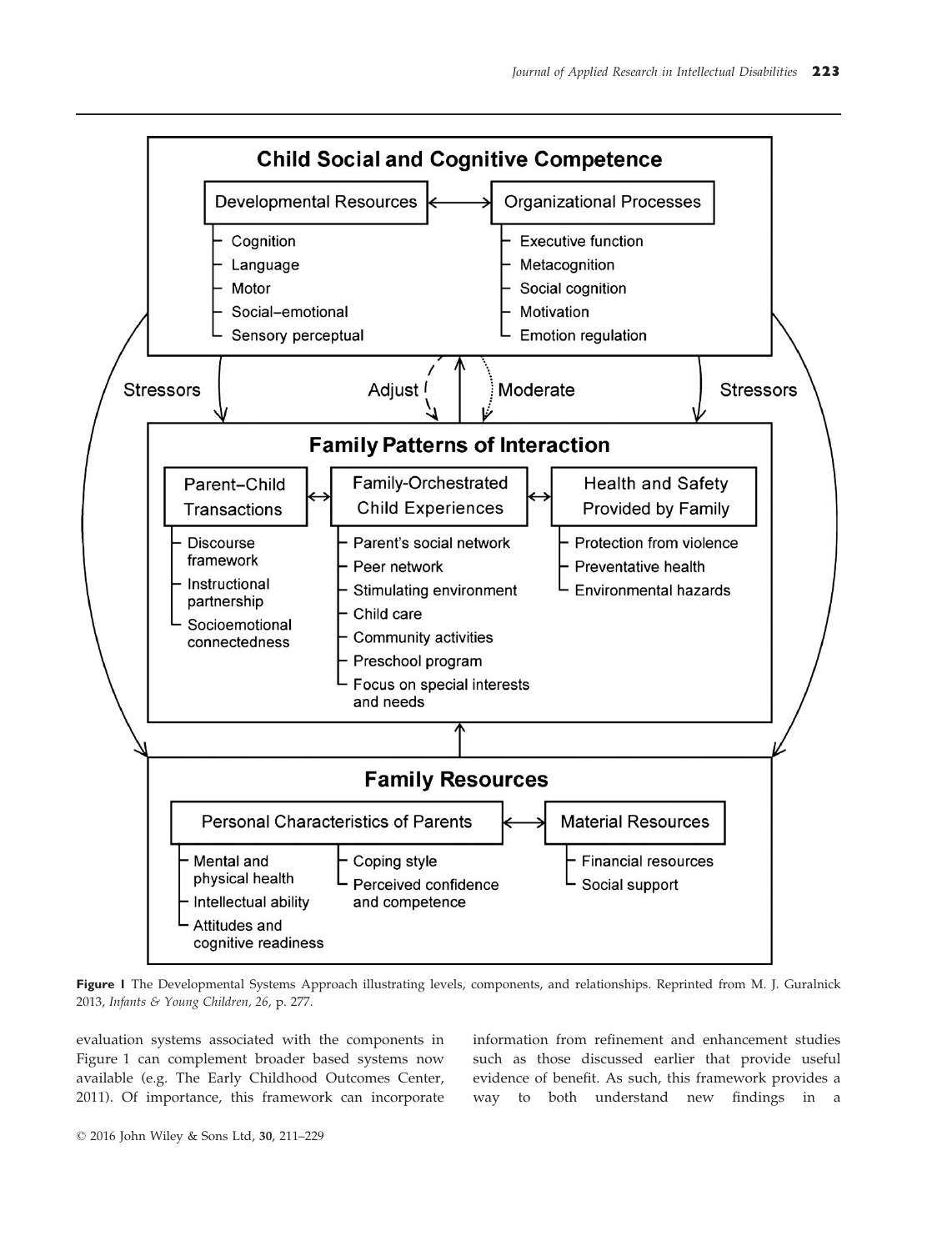**Child Social and Cognitive Competence**

Developmental Resources ↔ Organizational Processes

- Developmental Resources
  - Cognition
  - Language
  - Motor
  - Social–emotional
  - Sensory perceptual
- Organizational Processes
  - Executive function
  - Metacognition
  - Social cognition
  - Motivation
  - Emotion regulation

Stressors — Adjust — Moderate — Stressors

**Family Patterns of Interaction**

Parent–Child Transactions ↔ Family-Orchestrated Child Experiences ↔ Health and Safety Provided by Family

- Parent–Child Transactions
  - Discourse framework
  - Instructional partnership
  - Socioemotional connectedness
- Family-Orchestrated Child Experiences
  - Parent's social network
  - Peer network
  - Stimulating environment
  - Child care
  - Community activities
  - Preschool program
  - Focus on special interests and needs
- Health and Safety Provided by Family
  - Protection from violence
  - Preventative health
  - Environmental hazards

**Family Resources**

Personal Characteristics of Parents ↔ Material Resources

- Personal Characteristics of Parents
  - Mental and physical health
  - Intellectual ability
  - Attitudes and cognitive readiness
  - Coping style
  - Perceived confidence and competence
- Material Resources
  - Financial resources
  - Social support

**Figure 1** The Developmental Systems Approach illustrating levels, components, and relationships. Reprinted from M. J. Guralnick 2013, *Infants & Young Children*, *26*, p. 277.

evaluation systems associated with the components in Figure 1 can complement broader based systems now available (e.g. The Early Childhood Outcomes Center, 2011). Of importance, this framework can incorporate information from refinement and enhancement studies such as those discussed earlier that provide useful evidence of benefit. As such, this framework provides a way to both understand new findings in a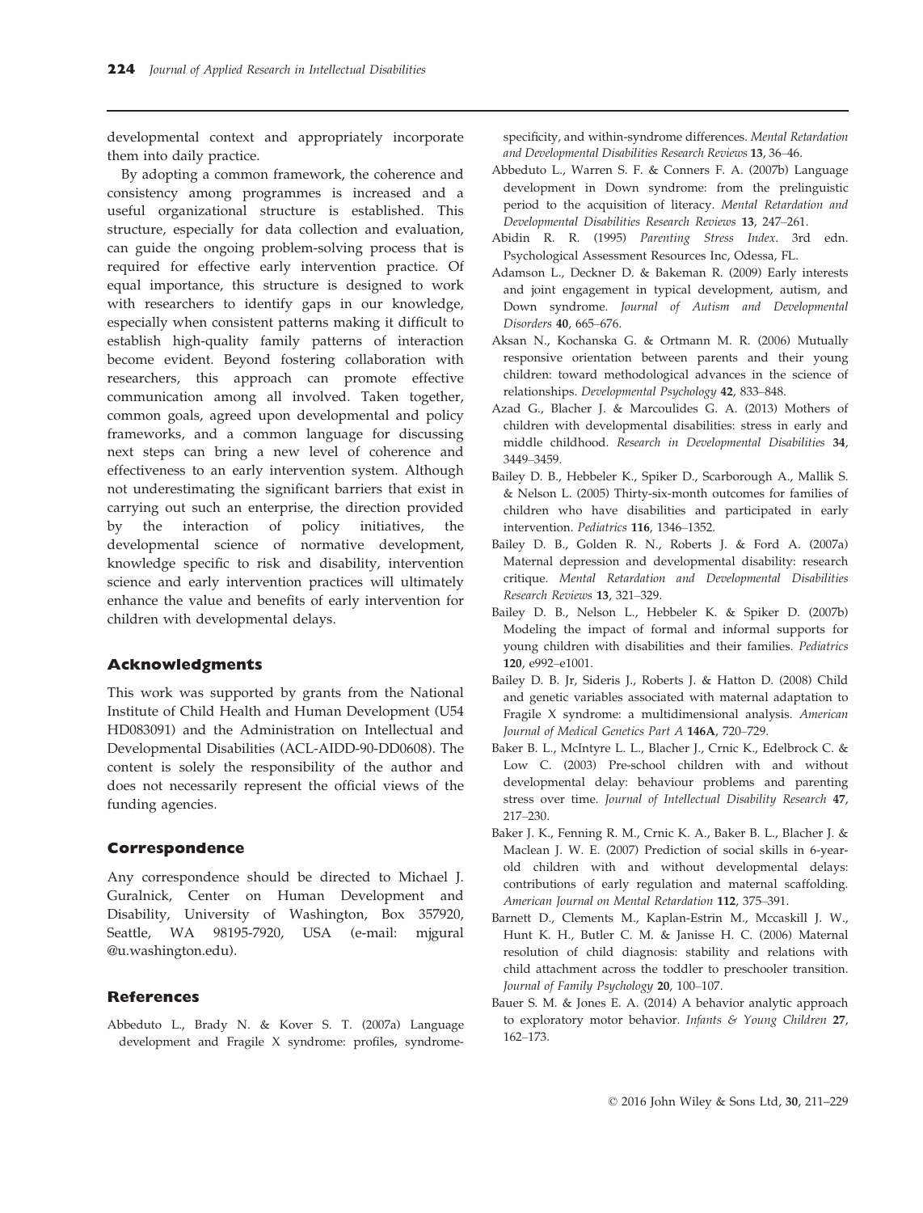developmental context and appropriately incorporate them into daily practice.

By adopting a common framework, the coherence and consistency among programmes is increased and a useful organizational structure is established. This structure, especially for data collection and evaluation, can guide the ongoing problem-solving process that is required for effective early intervention practice. Of equal importance, this structure is designed to work with researchers to identify gaps in our knowledge, especially when consistent patterns making it difficult to establish high-quality family patterns of interaction become evident. Beyond fostering collaboration with researchers, this approach can promote effective communication among all involved. Taken together, common goals, agreed upon developmental and policy frameworks, and a common language for discussing next steps can bring a new level of coherence and effectiveness to an early intervention system. Although not underestimating the significant barriers that exist in carrying out such an enterprise, the direction provided by the interaction of policy initiatives, the developmental science of normative development, knowledge specific to risk and disability, intervention science and early intervention practices will ultimately enhance the value and benefits of early intervention for children with developmental delays.

## Acknowledgments

This work was supported by grants from the National Institute of Child Health and Human Development (U54 HD083091) and the Administration on Intellectual and Developmental Disabilities (ACL-AIDD-90-DD0608). The content is solely the responsibility of the author and does not necessarily represent the official views of the funding agencies.

## Correspondence

Any correspondence should be directed to Michael J. Guralnick, Center on Human Development and Disability, University of Washington, Box 357920, Seattle, WA 98195-7920, USA (e-mail: mjgural @u.washington.edu).

## References

Abbeduto L., Brady N. & Kover S. T. (2007a) Language development and Fragile X syndrome: profiles, syndrome-specificity, and within-syndrome differences. *Mental Retardation and Developmental Disabilities Research Reviews* **13**, 36–46.

Abbeduto L., Warren S. F. & Conners F. A. (2007b) Language development in Down syndrome: from the prelinguistic period to the acquisition of literacy. *Mental Retardation and Developmental Disabilities Research Reviews* **13**, 247–261.

Abidin R. R. (1995) *Parenting Stress Index*. 3rd edn. Psychological Assessment Resources Inc, Odessa, FL.

Adamson L., Deckner D. & Bakeman R. (2009) Early interests and joint engagement in typical development, autism, and Down syndrome. *Journal of Autism and Developmental Disorders* **40**, 665–676.

Aksan N., Kochanska G. & Ortmann M. R. (2006) Mutually responsive orientation between parents and their young children: toward methodological advances in the science of relationships. *Developmental Psychology* **42**, 833–848.

Azad G., Blacher J. & Marcoulides G. A. (2013) Mothers of children with developmental disabilities: stress in early and middle childhood. *Research in Developmental Disabilities* **34**, 3449–3459.

Bailey D. B., Hebbeler K., Spiker D., Scarborough A., Mallik S. & Nelson L. (2005) Thirty-six-month outcomes for families of children who have disabilities and participated in early intervention. *Pediatrics* **116**, 1346–1352.

Bailey D. B., Golden R. N., Roberts J. & Ford A. (2007a) Maternal depression and developmental disability: research critique. *Mental Retardation and Developmental Disabilities Research Reviews* **13**, 321–329.

Bailey D. B., Nelson L., Hebbeler K. & Spiker D. (2007b) Modeling the impact of formal and informal supports for young children with disabilities and their families. *Pediatrics* **120**, e992–e1001.

Bailey D. B. Jr, Sideris J., Roberts J. & Hatton D. (2008) Child and genetic variables associated with maternal adaptation to Fragile X syndrome: a multidimensional analysis. *American Journal of Medical Genetics Part A* **146A**, 720–729.

Baker B. L., McIntyre L. L., Blacher J., Crnic K., Edelbrock C. & Low C. (2003) Pre-school children with and without developmental delay: behaviour problems and parenting stress over time. *Journal of Intellectual Disability Research* **47**, 217–230.

Baker J. K., Fenning R. M., Crnic K. A., Baker B. L., Blacher J. & Maclean J. W. E. (2007) Prediction of social skills in 6-year-old children with and without developmental delays: contributions of early regulation and maternal scaffolding. *American Journal on Mental Retardation* **112**, 375–391.

Barnett D., Clements M., Kaplan-Estrin M., Mccaskill J. W., Hunt K. H., Butler C. M. & Janisse H. C. (2006) Maternal resolution of child diagnosis: stability and relations with child attachment across the toddler to preschooler transition. *Journal of Family Psychology* **20**, 100–107.

Bauer S. M. & Jones E. A. (2014) A behavior analytic approach to exploratory motor behavior. *Infants & Young Children* **27**, 162–173.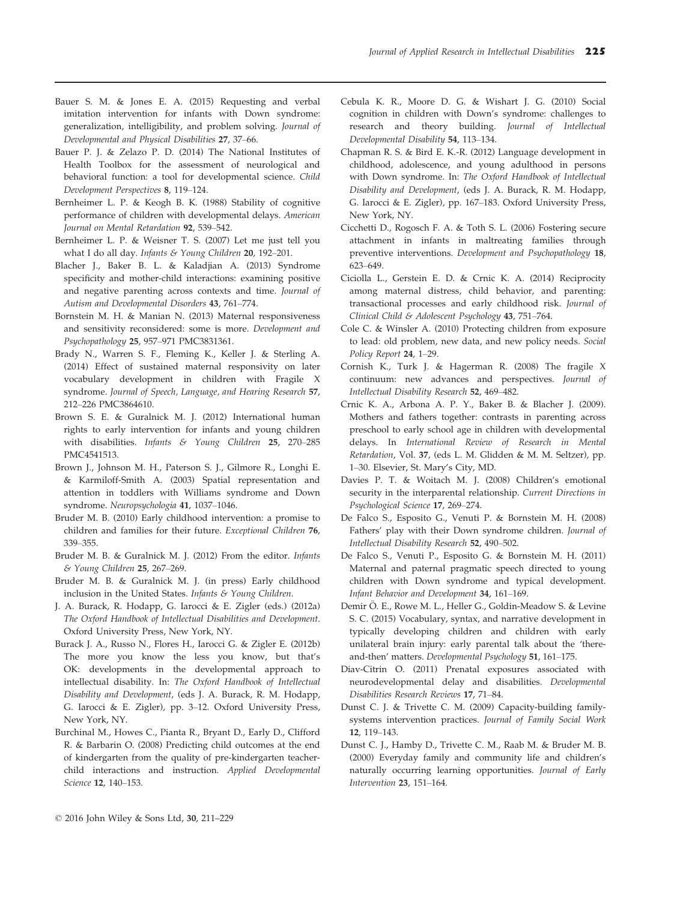Bauer S. M. & Jones E. A. (2015) Requesting and verbal imitation intervention for infants with Down syndrome: generalization, intelligibility, and problem solving. *Journal of Developmental and Physical Disabilities* **27**, 37–66.

Bauer P. J. & Zelazo P. D. (2014) The National Institutes of Health Toolbox for the assessment of neurological and behavioral function: a tool for developmental science. *Child Development Perspectives* **8**, 119–124.

Bernheimer L. P. & Keogh B. K. (1988) Stability of cognitive performance of children with developmental delays. *American Journal on Mental Retardation* **92**, 539–542.

Bernheimer L. P. & Weisner T. S. (2007) Let me just tell you what I do all day. *Infants & Young Children* **20**, 192–201.

Blacher J., Baker B. L. & Kaladjian A. (2013) Syndrome specificity and mother-child interactions: examining positive and negative parenting across contexts and time. *Journal of Autism and Developmental Disorders* **43**, 761–774.

Bornstein M. H. & Manian N. (2013) Maternal responsiveness and sensitivity reconsidered: some is more. *Development and Psychopathology* **25**, 957–971 PMC3831361.

Brady N., Warren S. F., Fleming K., Keller J. & Sterling A. (2014) Effect of sustained maternal responsivity on later vocabulary development in children with Fragile X syndrome. *Journal of Speech, Language, and Hearing Research* **57**, 212–226 PMC3864610.

Brown S. E. & Guralnick M. J. (2012) International human rights to early intervention for infants and young children with disabilities. *Infants & Young Children* **25**, 270–285 PMC4541513.

Brown J., Johnson M. H., Paterson S. J., Gilmore R., Longhi E. & Karmiloff-Smith A. (2003) Spatial representation and attention in toddlers with Williams syndrome and Down syndrome. *Neuropsychologia* **41**, 1037–1046.

Bruder M. B. (2010) Early childhood intervention: a promise to children and families for their future. *Exceptional Children* **76**, 339–355.

Bruder M. B. & Guralnick M. J. (2012) From the editor. *Infants & Young Children* **25**, 267–269.

Bruder M. B. & Guralnick M. J. (in press) Early childhood inclusion in the United States. *Infants & Young Children*.

J. A. Burack, R. Hodapp, G. Iarocci & E. Zigler (eds.) (2012a) *The Oxford Handbook of Intellectual Disabilities and Development*. Oxford University Press, New York, NY.

Burack J. A., Russo N., Flores H., Iarocci G. & Zigler E. (2012b) The more you know the less you know, but that's OK: developments in the developmental approach to intellectual disability. In: *The Oxford Handbook of Intellectual Disability and Development*, (eds J. A. Burack, R. M. Hodapp, G. Iarocci & E. Zigler), pp. 3–12. Oxford University Press, New York, NY.

Burchinal M., Howes C., Pianta R., Bryant D., Early D., Clifford R. & Barbarin O. (2008) Predicting child outcomes at the end of kindergarten from the quality of pre-kindergarten teacher-child interactions and instruction. *Applied Developmental Science* **12**, 140–153.

Cebula K. R., Moore D. G. & Wishart J. G. (2010) Social cognition in children with Down's syndrome: challenges to research and theory building. *Journal of Intellectual Developmental Disability* **54**, 113–134.

Chapman R. S. & Bird E. K.-R. (2012) Language development in childhood, adolescence, and young adulthood in persons with Down syndrome. In: *The Oxford Handbook of Intellectual Disability and Development*, (eds J. A. Burack, R. M. Hodapp, G. Iarocci & E. Zigler), pp. 167–183. Oxford University Press, New York, NY.

Cicchetti D., Rogosch F. A. & Toth S. L. (2006) Fostering secure attachment in infants in maltreating families through preventive interventions. *Development and Psychopathology* **18**, 623–649.

Ciciolla L., Gerstein E. D. & Crnic K. A. (2014) Reciprocity among maternal distress, child behavior, and parenting: transactional processes and early childhood risk. *Journal of Clinical Child & Adolescent Psychology* **43**, 751–764.

Cole C. & Winsler A. (2010) Protecting children from exposure to lead: old problem, new data, and new policy needs. *Social Policy Report* **24**, 1–29.

Cornish K., Turk J. & Hagerman R. (2008) The fragile X continuum: new advances and perspectives. *Journal of Intellectual Disability Research* **52**, 469–482.

Crnic K. A., Arbona A. P. Y., Baker B. & Blacher J. (2009). Mothers and fathers together: contrasts in parenting across preschool to early school age in children with developmental delays. In *International Review of Research in Mental Retardation*, Vol. **37**, (eds L. M. Glidden & M. M. Seltzer), pp. 1–30. Elsevier, St. Mary's City, MD.

Davies P. T. & Woitach M. J. (2008) Children's emotional security in the interparental relationship. *Current Directions in Psychological Science* **17**, 269–274.

De Falco S., Esposito G., Venuti P. & Bornstein M. H. (2008) Fathers' play with their Down syndrome children. *Journal of Intellectual Disability Research* **52**, 490–502.

De Falco S., Venuti P., Esposito G. & Bornstein M. H. (2011) Maternal and paternal pragmatic speech directed to young children with Down syndrome and typical development. *Infant Behavior and Development* **34**, 161–169.

Demir Ö. E., Rowe M. L., Heller G., Goldin-Meadow S. & Levine S. C. (2015) Vocabulary, syntax, and narrative development in typically developing children and children with early unilateral brain injury: early parental talk about the 'there-and-then' matters. *Developmental Psychology* **51**, 161–175.

Diav-Citrin O. (2011) Prenatal exposures associated with neurodevelopmental delay and disabilities. *Developmental Disabilities Research Reviews* **17**, 71–84.

Dunst C. J. & Trivette C. M. (2009) Capacity-building family-systems intervention practices. *Journal of Family Social Work* **12**, 119–143.

Dunst C. J., Hamby D., Trivette C. M., Raab M. & Bruder M. B. (2000) Everyday family and community life and children's naturally occurring learning opportunities. *Journal of Early Intervention* **23**, 151–164.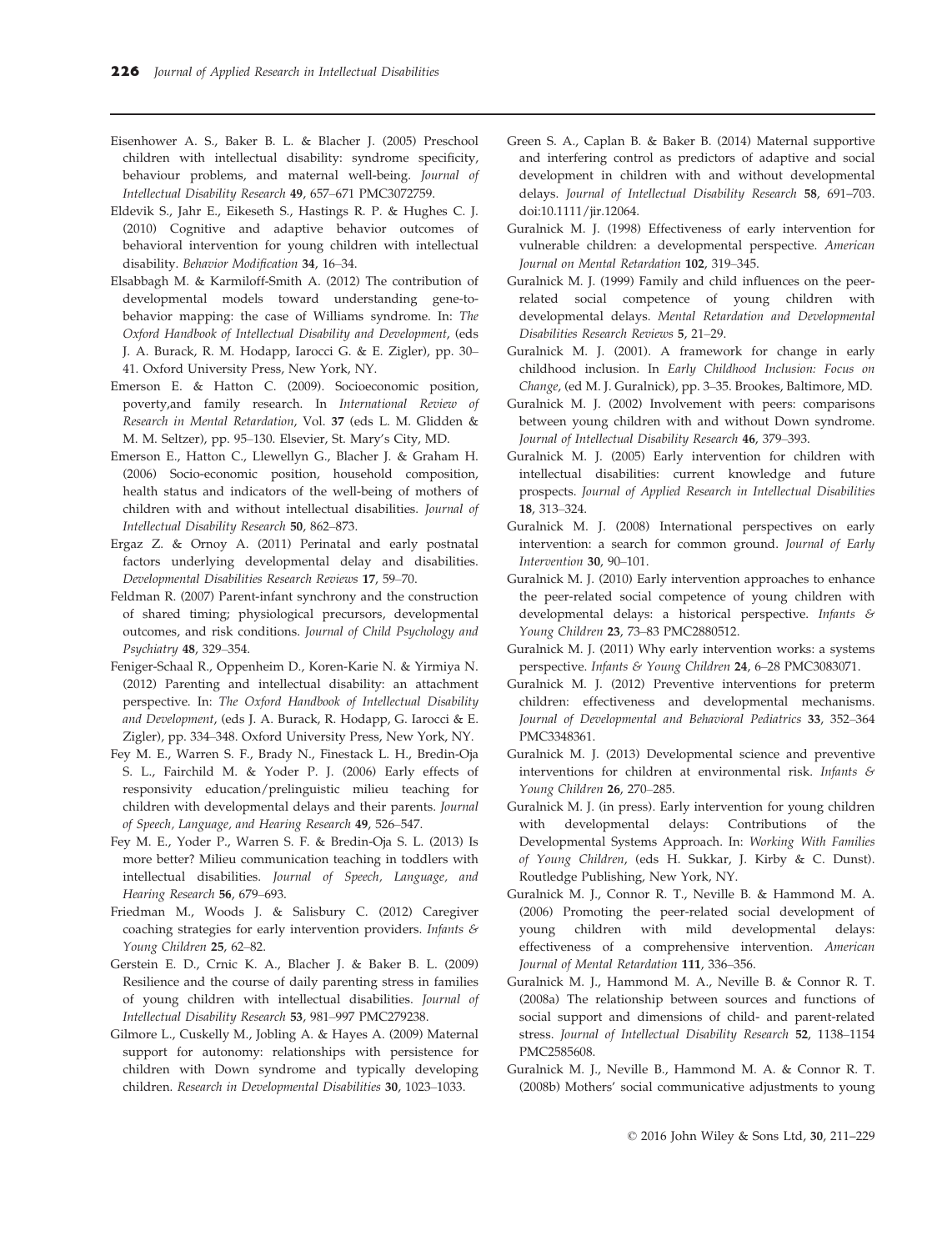Eisenhower A. S., Baker B. L. & Blacher J. (2005) Preschool children with intellectual disability: syndrome specificity, behaviour problems, and maternal well-being. *Journal of Intellectual Disability Research* **49**, 657–671 PMC3072759.

Eldevik S., Jahr E., Eikeseth S., Hastings R. P. & Hughes C. J. (2010) Cognitive and adaptive behavior outcomes of behavioral intervention for young children with intellectual disability. *Behavior Modification* **34**, 16–34.

Elsabbagh M. & Karmiloff-Smith A. (2012) The contribution of developmental models toward understanding gene-to-behavior mapping: the case of Williams syndrome. In: *The Oxford Handbook of Intellectual Disability and Development*, (eds J. A. Burack, R. M. Hodapp, Iarocci G. & E. Zigler), pp. 30–41. Oxford University Press, New York, NY.

Emerson E. & Hatton C. (2009). Socioeconomic position, poverty,and family research. In *International Review of Research in Mental Retardation*, Vol. **37** (eds L. M. Glidden & M. M. Seltzer), pp. 95–130. Elsevier, St. Mary's City, MD.

Emerson E., Hatton C., Llewellyn G., Blacher J. & Graham H. (2006) Socio-economic position, household composition, health status and indicators of the well-being of mothers of children with and without intellectual disabilities. *Journal of Intellectual Disability Research* **50**, 862–873.

Ergaz Z. & Ornoy A. (2011) Perinatal and early postnatal factors underlying developmental delay and disabilities. *Developmental Disabilities Research Reviews* **17**, 59–70.

Feldman R. (2007) Parent-infant synchrony and the construction of shared timing; physiological precursors, developmental outcomes, and risk conditions. *Journal of Child Psychology and Psychiatry* **48**, 329–354.

Feniger-Schaal R., Oppenheim D., Koren-Karie N. & Yirmiya N. (2012) Parenting and intellectual disability: an attachment perspective. In: *The Oxford Handbook of Intellectual Disability and Development*, (eds J. A. Burack, R. Hodapp, G. Iarocci & E. Zigler), pp. 334–348. Oxford University Press, New York, NY.

Fey M. E., Warren S. F., Brady N., Finestack L. H., Bredin-Oja S. L., Fairchild M. & Yoder P. J. (2006) Early effects of responsivity education/prelinguistic milieu teaching for children with developmental delays and their parents. *Journal of Speech, Language, and Hearing Research* **49**, 526–547.

Fey M. E., Yoder P., Warren S. F. & Bredin-Oja S. L. (2013) Is more better? Milieu communication teaching in toddlers with intellectual disabilities. *Journal of Speech, Language, and Hearing Research* **56**, 679–693.

Friedman M., Woods J. & Salisbury C. (2012) Caregiver coaching strategies for early intervention providers. *Infants & Young Children* **25**, 62–82.

Gerstein E. D., Crnic K. A., Blacher J. & Baker B. L. (2009) Resilience and the course of daily parenting stress in families of young children with intellectual disabilities. *Journal of Intellectual Disability Research* **53**, 981–997 PMC279238.

Gilmore L., Cuskelly M., Jobling A. & Hayes A. (2009) Maternal support for autonomy: relationships with persistence for children with Down syndrome and typically developing children. *Research in Developmental Disabilities* **30**, 1023–1033.

Green S. A., Caplan B. & Baker B. (2014) Maternal supportive and interfering control as predictors of adaptive and social development in children with and without developmental delays. *Journal of Intellectual Disability Research* **58**, 691–703. doi:10.1111/jir.12064.

Guralnick M. J. (1998) Effectiveness of early intervention for vulnerable children: a developmental perspective. *American Journal on Mental Retardation* **102**, 319–345.

Guralnick M. J. (1999) Family and child influences on the peer-related social competence of young children with developmental delays. *Mental Retardation and Developmental Disabilities Research Reviews* **5**, 21–29.

Guralnick M. J. (2001). A framework for change in early childhood inclusion. In *Early Childhood Inclusion: Focus on Change*, (ed M. J. Guralnick), pp. 3–35. Brookes, Baltimore, MD.

Guralnick M. J. (2002) Involvement with peers: comparisons between young children with and without Down syndrome. *Journal of Intellectual Disability Research* **46**, 379–393.

Guralnick M. J. (2005) Early intervention for children with intellectual disabilities: current knowledge and future prospects. *Journal of Applied Research in Intellectual Disabilities* **18**, 313–324.

Guralnick M. J. (2008) International perspectives on early intervention: a search for common ground. *Journal of Early Intervention* **30**, 90–101.

Guralnick M. J. (2010) Early intervention approaches to enhance the peer-related social competence of young children with developmental delays: a historical perspective. *Infants & Young Children* **23**, 73–83 PMC2880512.

Guralnick M. J. (2011) Why early intervention works: a systems perspective. *Infants & Young Children* **24**, 6–28 PMC3083071.

Guralnick M. J. (2012) Preventive interventions for preterm children: effectiveness and developmental mechanisms. *Journal of Developmental and Behavioral Pediatrics* **33**, 352–364 PMC3348361.

Guralnick M. J. (2013) Developmental science and preventive interventions for children at environmental risk. *Infants & Young Children* **26**, 270–285.

Guralnick M. J. (in press). Early intervention for young children with developmental delays: Contributions of the Developmental Systems Approach. In: *Working With Families of Young Children*, (eds H. Sukkar, J. Kirby & C. Dunst). Routledge Publishing, New York, NY.

Guralnick M. J., Connor R. T., Neville B. & Hammond M. A. (2006) Promoting the peer-related social development of young children with mild developmental delays: effectiveness of a comprehensive intervention. *American Journal of Mental Retardation* **111**, 336–356.

Guralnick M. J., Hammond M. A., Neville B. & Connor R. T. (2008a) The relationship between sources and functions of social support and dimensions of child- and parent-related stress. *Journal of Intellectual Disability Research* **52**, 1138–1154 PMC2585608.

Guralnick M. J., Neville B., Hammond M. A. & Connor R. T. (2008b) Mothers' social communicative adjustments to young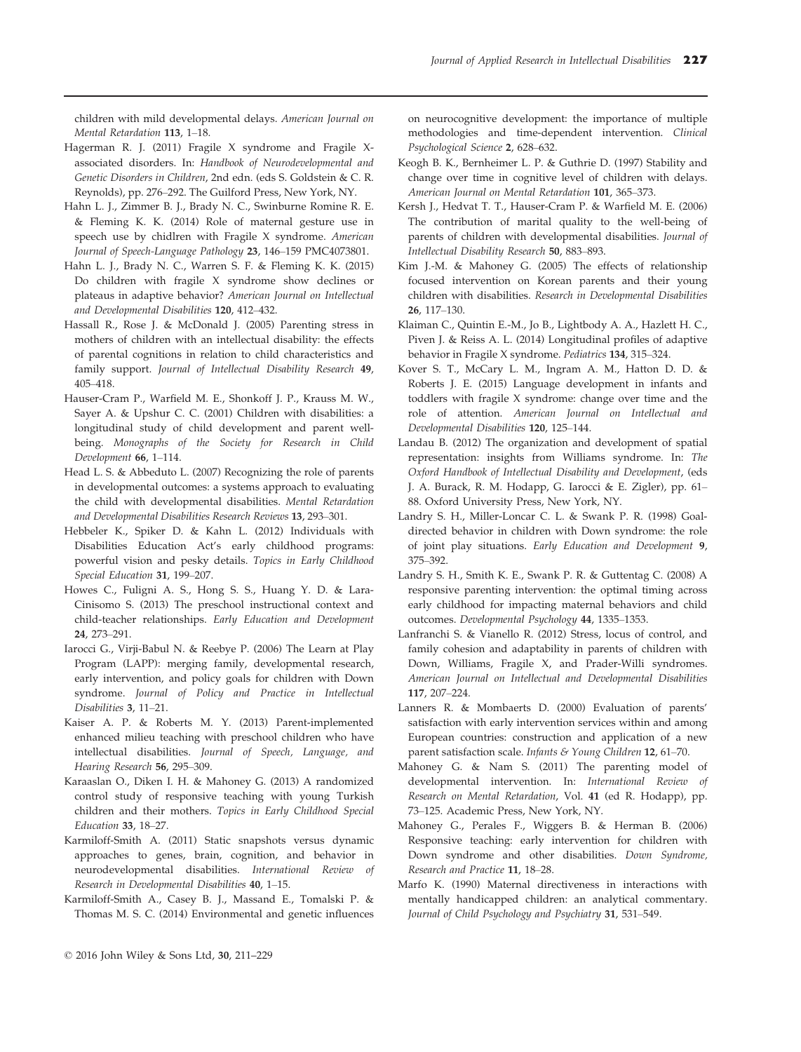children with mild developmental delays. *American Journal on Mental Retardation* **113**, 1–18.

Hagerman R. J. (2011) Fragile X syndrome and Fragile X-associated disorders. In: *Handbook of Neurodevelopmental and Genetic Disorders in Children*, 2nd edn. (eds S. Goldstein & C. R. Reynolds), pp. 276–292. The Guilford Press, New York, NY.

Hahn L. J., Zimmer B. J., Brady N. C., Swinburne Romine R. E. & Fleming K. K. (2014) Role of maternal gesture use in speech use by chidlren with Fragile X syndrome. *American Journal of Speech-Language Pathology* **23**, 146–159 PMC4073801.

Hahn L. J., Brady N. C., Warren S. F. & Fleming K. K. (2015) Do children with fragile X syndrome show declines or plateaus in adaptive behavior? *American Journal on Intellectual and Developmental Disabilities* **120**, 412–432.

Hassall R., Rose J. & McDonald J. (2005) Parenting stress in mothers of children with an intellectual disability: the effects of parental cognitions in relation to child characteristics and family support. *Journal of Intellectual Disability Research* **49**, 405–418.

Hauser-Cram P., Warfield M. E., Shonkoff J. P., Krauss M. W., Sayer A. & Upshur C. C. (2001) Children with disabilities: a longitudinal study of child development and parent well-being. *Monographs of the Society for Research in Child Development* **66**, 1–114.

Head L. S. & Abbeduto L. (2007) Recognizing the role of parents in developmental outcomes: a systems approach to evaluating the child with developmental disabilities. *Mental Retardation and Developmental Disabilities Research Reviews* **13**, 293–301.

Hebbeler K., Spiker D. & Kahn L. (2012) Individuals with Disabilities Education Act's early childhood programs: powerful vision and pesky details. *Topics in Early Childhood Special Education* **31**, 199–207.

Howes C., Fuligni A. S., Hong S. S., Huang Y. D. & Lara-Cinisomo S. (2013) The preschool instructional context and child-teacher relationships. *Early Education and Development* **24**, 273–291.

Iarocci G., Virji-Babul N. & Reebye P. (2006) The Learn at Play Program (LAPP): merging family, developmental research, early intervention, and policy goals for children with Down syndrome. *Journal of Policy and Practice in Intellectual Disabilities* **3**, 11–21.

Kaiser A. P. & Roberts M. Y. (2013) Parent-implemented enhanced milieu teaching with preschool children who have intellectual disabilities. *Journal of Speech, Language, and Hearing Research* **56**, 295–309.

Karaaslan O., Diken I. H. & Mahoney G. (2013) A randomized control study of responsive teaching with young Turkish children and their mothers. *Topics in Early Childhood Special Education* **33**, 18–27.

Karmiloff-Smith A. (2011) Static snapshots versus dynamic approaches to genes, brain, cognition, and behavior in neurodevelopmental disabilities. *International Review of Research in Developmental Disabilities* **40**, 1–15.

Karmiloff-Smith A., Casey B. J., Massand E., Tomalski P. & Thomas M. S. C. (2014) Environmental and genetic influences on neurocognitive development: the importance of multiple methodologies and time-dependent intervention. *Clinical Psychological Science* **2**, 628–632.

Keogh B. K., Bernheimer L. P. & Guthrie D. (1997) Stability and change over time in cognitive level of children with delays. *American Journal on Mental Retardation* **101**, 365–373.

Kersh J., Hedvat T. T., Hauser-Cram P. & Warfield M. E. (2006) The contribution of marital quality to the well-being of parents of children with developmental disabilities. *Journal of Intellectual Disability Research* **50**, 883–893.

Kim J.-M. & Mahoney G. (2005) The effects of relationship focused intervention on Korean parents and their young children with disabilities. *Research in Developmental Disabilities* **26**, 117–130.

Klaiman C., Quintin E.-M., Jo B., Lightbody A. A., Hazlett H. C., Piven J. & Reiss A. L. (2014) Longitudinal profiles of adaptive behavior in Fragile X syndrome. *Pediatrics* **134**, 315–324.

Kover S. T., McCary L. M., Ingram A. M., Hatton D. D. & Roberts J. E. (2015) Language development in infants and toddlers with fragile X syndrome: change over time and the role of attention. *American Journal on Intellectual and Developmental Disabilities* **120**, 125–144.

Landau B. (2012) The organization and development of spatial representation: insights from Williams syndrome. In: *The Oxford Handbook of Intellectual Disability and Development*, (eds J. A. Burack, R. M. Hodapp, G. Iarocci & E. Zigler), pp. 61–88. Oxford University Press, New York, NY.

Landry S. H., Miller-Loncar C. L. & Swank P. R. (1998) Goal-directed behavior in children with Down syndrome: the role of joint play situations. *Early Education and Development* **9**, 375–392.

Landry S. H., Smith K. E., Swank P. R. & Guttentag C. (2008) A responsive parenting intervention: the optimal timing across early childhood for impacting maternal behaviors and child outcomes. *Developmental Psychology* **44**, 1335–1353.

Lanfranchi S. & Vianello R. (2012) Stress, locus of control, and family cohesion and adaptability in parents of children with Down, Williams, Fragile X, and Prader-Willi syndromes. *American Journal on Intellectual and Developmental Disabilities* **117**, 207–224.

Lanners R. & Mombaerts D. (2000) Evaluation of parents' satisfaction with early intervention services within and among European countries: construction and application of a new parent satisfaction scale. *Infants & Young Children* **12**, 61–70.

Mahoney G. & Nam S. (2011) The parenting model of developmental intervention. In: *International Review of Research on Mental Retardation*, Vol. **41** (ed R. Hodapp), pp. 73–125. Academic Press, New York, NY.

Mahoney G., Perales F., Wiggers B. & Herman B. (2006) Responsive teaching: early intervention for children with Down syndrome and other disabilities. *Down Syndrome, Research and Practice* **11**, 18–28.

Marfo K. (1990) Maternal directiveness in interactions with mentally handicapped children: an analytical commentary. *Journal of Child Psychology and Psychiatry* **31**, 531–549.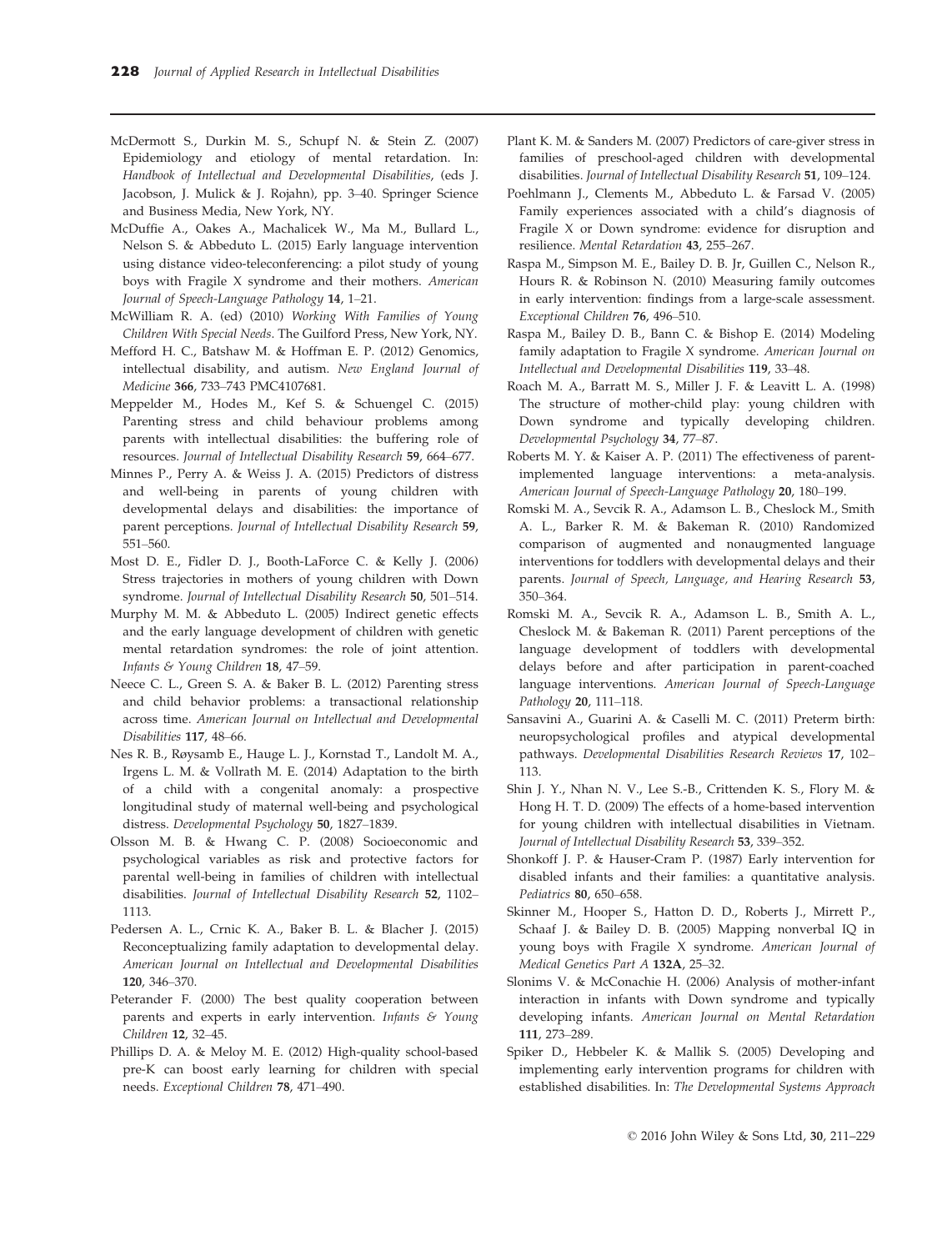McDermott S., Durkin M. S., Schupf N. & Stein Z. (2007) Epidemiology and etiology of mental retardation. In: *Handbook of Intellectual and Developmental Disabilities*, (eds J. Jacobson, J. Mulick & J. Rojahn), pp. 3–40. Springer Science and Business Media, New York, NY.

McDuffie A., Oakes A., Machalicek W., Ma M., Bullard L., Nelson S. & Abbeduto L. (2015) Early language intervention using distance video-teleconferencing: a pilot study of young boys with Fragile X syndrome and their mothers. *American Journal of Speech-Language Pathology* **14**, 1–21.

McWilliam R. A. (ed) (2010) *Working With Families of Young Children With Special Needs*. The Guilford Press, New York, NY.

Mefford H. C., Batshaw M. & Hoffman E. P. (2012) Genomics, intellectual disability, and autism. *New England Journal of Medicine* **366**, 733–743 PMC4107681.

Meppelder M., Hodes M., Kef S. & Schuengel C. (2015) Parenting stress and child behaviour problems among parents with intellectual disabilities: the buffering role of resources. *Journal of Intellectual Disability Research* **59**, 664–677.

Minnes P., Perry A. & Weiss J. A. (2015) Predictors of distress and well-being in parents of young children with developmental delays and disabilities: the importance of parent perceptions. *Journal of Intellectual Disability Research* **59**, 551–560.

Most D. E., Fidler D. J., Booth-LaForce C. & Kelly J. (2006) Stress trajectories in mothers of young children with Down syndrome. *Journal of Intellectual Disability Research* **50**, 501–514.

Murphy M. M. & Abbeduto L. (2005) Indirect genetic effects and the early language development of children with genetic mental retardation syndromes: the role of joint attention. *Infants & Young Children* **18**, 47–59.

Neece C. L., Green S. A. & Baker B. L. (2012) Parenting stress and child behavior problems: a transactional relationship across time. *American Journal on Intellectual and Developmental Disabilities* **117**, 48–66.

Nes R. B., Røysamb E., Hauge L. J., Kornstad T., Landolt M. A., Irgens L. M. & Vollrath M. E. (2014) Adaptation to the birth of a child with a congenital anomaly: a prospective longitudinal study of maternal well-being and psychological distress. *Developmental Psychology* **50**, 1827–1839.

Olsson M. B. & Hwang C. P. (2008) Socioeconomic and psychological variables as risk and protective factors for parental well-being in families of children with intellectual disabilities. *Journal of Intellectual Disability Research* **52**, 1102–1113.

Pedersen A. L., Crnic K. A., Baker B. L. & Blacher J. (2015) Reconceptualizing family adaptation to developmental delay. *American Journal on Intellectual and Developmental Disabilities* **120**, 346–370.

Peterander F. (2000) The best quality cooperation between parents and experts in early intervention. *Infants & Young Children* **12**, 32–45.

Phillips D. A. & Meloy M. E. (2012) High-quality school-based pre-K can boost early learning for children with special needs. *Exceptional Children* **78**, 471–490.

Plant K. M. & Sanders M. (2007) Predictors of care-giver stress in families of preschool-aged children with developmental disabilities. *Journal of Intellectual Disability Research* **51**, 109–124.

Poehlmann J., Clements M., Abbeduto L. & Farsad V. (2005) Family experiences associated with a child's diagnosis of Fragile X or Down syndrome: evidence for disruption and resilience. *Mental Retardation* **43**, 255–267.

Raspa M., Simpson M. E., Bailey D. B. Jr, Guillen C., Nelson R., Hours R. & Robinson N. (2010) Measuring family outcomes in early intervention: findings from a large-scale assessment. *Exceptional Children* **76**, 496–510.

Raspa M., Bailey D. B., Bann C. & Bishop E. (2014) Modeling family adaptation to Fragile X syndrome. *American Journal on Intellectual and Developmental Disabilities* **119**, 33–48.

Roach M. A., Barratt M. S., Miller J. F. & Leavitt L. A. (1998) The structure of mother-child play: young children with Down syndrome and typically developing children. *Developmental Psychology* **34**, 77–87.

Roberts M. Y. & Kaiser A. P. (2011) The effectiveness of parent-implemented language interventions: a meta-analysis. *American Journal of Speech-Language Pathology* **20**, 180–199.

Romski M. A., Sevcik R. A., Adamson L. B., Cheslock M., Smith A. L., Barker R. M. & Bakeman R. (2010) Randomized comparison of augmented and nonaugmented language interventions for toddlers with developmental delays and their parents. *Journal of Speech, Language, and Hearing Research* **53**, 350–364.

Romski M. A., Sevcik R. A., Adamson L. B., Smith A. L., Cheslock M. & Bakeman R. (2011) Parent perceptions of the language development of toddlers with developmental delays before and after participation in parent-coached language interventions. *American Journal of Speech-Language Pathology* **20**, 111–118.

Sansavini A., Guarini A. & Caselli M. C. (2011) Preterm birth: neuropsychological profiles and atypical developmental pathways. *Developmental Disabilities Research Reviews* **17**, 102–113.

Shin J. Y., Nhan N. V., Lee S.-B., Crittenden K. S., Flory M. & Hong H. T. D. (2009) The effects of a home-based intervention for young children with intellectual disabilities in Vietnam. *Journal of Intellectual Disability Research* **53**, 339–352.

Shonkoff J. P. & Hauser-Cram P. (1987) Early intervention for disabled infants and their families: a quantitative analysis. *Pediatrics* **80**, 650–658.

Skinner M., Hooper S., Hatton D. D., Roberts J., Mirrett P., Schaaf J. & Bailey D. B. (2005) Mapping nonverbal IQ in young boys with Fragile X syndrome. *American Journal of Medical Genetics Part A* **132A**, 25–32.

Slonims V. & McConachie H. (2006) Analysis of mother-infant interaction in infants with Down syndrome and typically developing infants. *American Journal on Mental Retardation* **111**, 273–289.

Spiker D., Hebbeler K. & Mallik S. (2005) Developing and implementing early intervention programs for children with established disabilities. In: *The Developmental Systems Approach*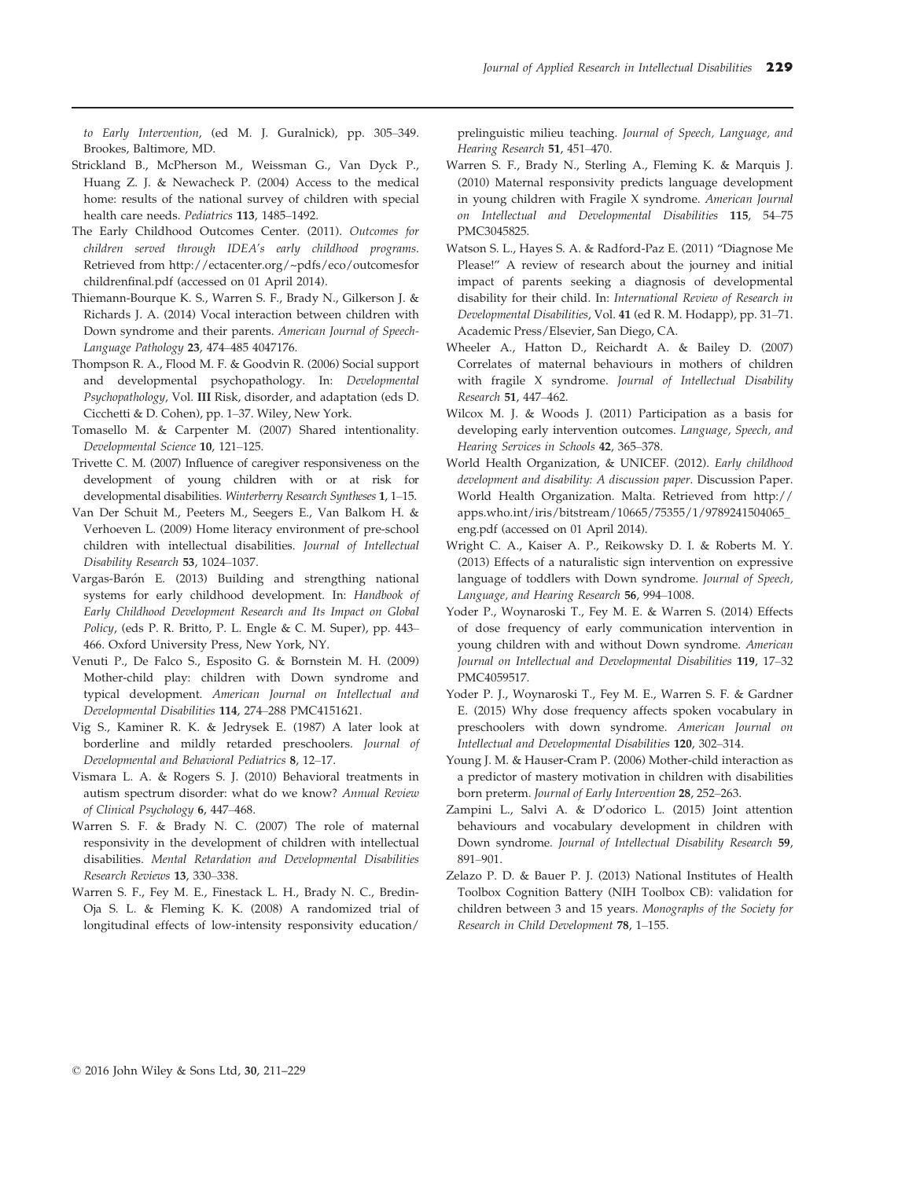to Early Intervention, (ed M. J. Guralnick), pp. 305–349. Brookes, Baltimore, MD.

Strickland B., McPherson M., Weissman G., Van Dyck P., Huang Z. J. & Newacheck P. (2004) Access to the medical home: results of the national survey of children with special health care needs. *Pediatrics* **113**, 1485–1492.

The Early Childhood Outcomes Center. (2011). *Outcomes for children served through IDEA's early childhood programs*. Retrieved from http://ectacenter.org/~pdfs/eco/outcomesforchildrenfinal.pdf (accessed on 01 April 2014).

Thiemann-Bourque K. S., Warren S. F., Brady N., Gilkerson J. & Richards J. A. (2014) Vocal interaction between children with Down syndrome and their parents. *American Journal of Speech-Language Pathology* **23**, 474–485 4047176.

Thompson R. A., Flood M. F. & Goodvin R. (2006) Social support and developmental psychopathology. In: *Developmental Psychopathology*, Vol. **III** Risk, disorder, and adaptation (eds D. Cicchetti & D. Cohen), pp. 1–37. Wiley, New York.

Tomasello M. & Carpenter M. (2007) Shared intentionality. *Developmental Science* **10**, 121–125.

Trivette C. M. (2007) Influence of caregiver responsiveness on the development of young children with or at risk for developmental disabilities. *Winterberry Research Syntheses* **1**, 1–15.

Van Der Schuit M., Peeters M., Segers E., Van Balkom H. & Verhoeven L. (2009) Home literacy environment of pre-school children with intellectual disabilities. *Journal of Intellectual Disability Research* **53**, 1024–1037.

Vargas-Barón E. (2013) Building and strengthing national systems for early childhood development. In: *Handbook of Early Childhood Development Research and Its Impact on Global Policy*, (eds P. R. Britto, P. L. Engle & C. M. Super), pp. 443–466. Oxford University Press, New York, NY.

Venuti P., De Falco S., Esposito G. & Bornstein M. H. (2009) Mother-child play: children with Down syndrome and typical development. *American Journal on Intellectual and Developmental Disabilities* **114**, 274–288 PMC4151621.

Vig S., Kaminer R. K. & Jedrysek E. (1987) A later look at borderline and mildly retarded preschoolers. *Journal of Developmental and Behavioral Pediatrics* **8**, 12–17.

Vismara L. A. & Rogers S. J. (2010) Behavioral treatments in autism spectrum disorder: what do we know? *Annual Review of Clinical Psychology* **6**, 447–468.

Warren S. F. & Brady N. C. (2007) The role of maternal responsivity in the development of children with intellectual disabilities. *Mental Retardation and Developmental Disabilities Research Reviews* **13**, 330–338.

Warren S. F., Fey M. E., Finestack L. H., Brady N. C., Bredin-Oja S. L. & Fleming K. K. (2008) A randomized trial of longitudinal effects of low-intensity responsivity education/prelinguistic milieu teaching. *Journal of Speech, Language, and Hearing Research* **51**, 451–470.

Warren S. F., Brady N., Sterling A., Fleming K. & Marquis J. (2010) Maternal responsivity predicts language development in young children with Fragile X syndrome. *American Journal on Intellectual and Developmental Disabilities* **115**, 54–75 PMC3045825.

Watson S. L., Hayes S. A. & Radford-Paz E. (2011) "Diagnose Me Please!" A review of research about the journey and initial impact of parents seeking a diagnosis of developmental disability for their child. In: *International Review of Research in Developmental Disabilities*, Vol. **41** (ed R. M. Hodapp), pp. 31–71. Academic Press/Elsevier, San Diego, CA.

Wheeler A., Hatton D., Reichardt A. & Bailey D. (2007) Correlates of maternal behaviours in mothers of children with fragile X syndrome. *Journal of Intellectual Disability Research* **51**, 447–462.

Wilcox M. J. & Woods J. (2011) Participation as a basis for developing early intervention outcomes. *Language, Speech, and Hearing Services in Schools* **42**, 365–378.

World Health Organization, & UNICEF. (2012). *Early childhood development and disability: A discussion paper.* Discussion Paper. World Health Organization. Malta. Retrieved from http://apps.who.int/iris/bitstream/10665/75355/1/9789241504065_eng.pdf (accessed on 01 April 2014).

Wright C. A., Kaiser A. P., Reikowsky D. I. & Roberts M. Y. (2013) Effects of a naturalistic sign intervention on expressive language of toddlers with Down syndrome. *Journal of Speech, Language, and Hearing Research* **56**, 994–1008.

Yoder P., Woynaroski T., Fey M. E. & Warren S. (2014) Effects of dose frequency of early communication intervention in young children with and without Down syndrome. *American Journal on Intellectual and Developmental Disabilities* **119**, 17–32 PMC4059517.

Yoder P. J., Woynaroski T., Fey M. E., Warren S. F. & Gardner E. (2015) Why dose frequency affects spoken vocabulary in preschoolers with down syndrome. *American Journal on Intellectual and Developmental Disabilities* **120**, 302–314.

Young J. M. & Hauser-Cram P. (2006) Mother-child interaction as a predictor of mastery motivation in children with disabilities born preterm. *Journal of Early Intervention* **28**, 252–263.

Zampini L., Salvi A. & D'odorico L. (2015) Joint attention behaviours and vocabulary development in children with Down syndrome. *Journal of Intellectual Disability Research* **59**, 891–901.

Zelazo P. D. & Bauer P. J. (2013) National Institutes of Health Toolbox Cognition Battery (NIH Toolbox CB): validation for children between 3 and 15 years. *Monographs of the Society for Research in Child Development* **78**, 1–155.